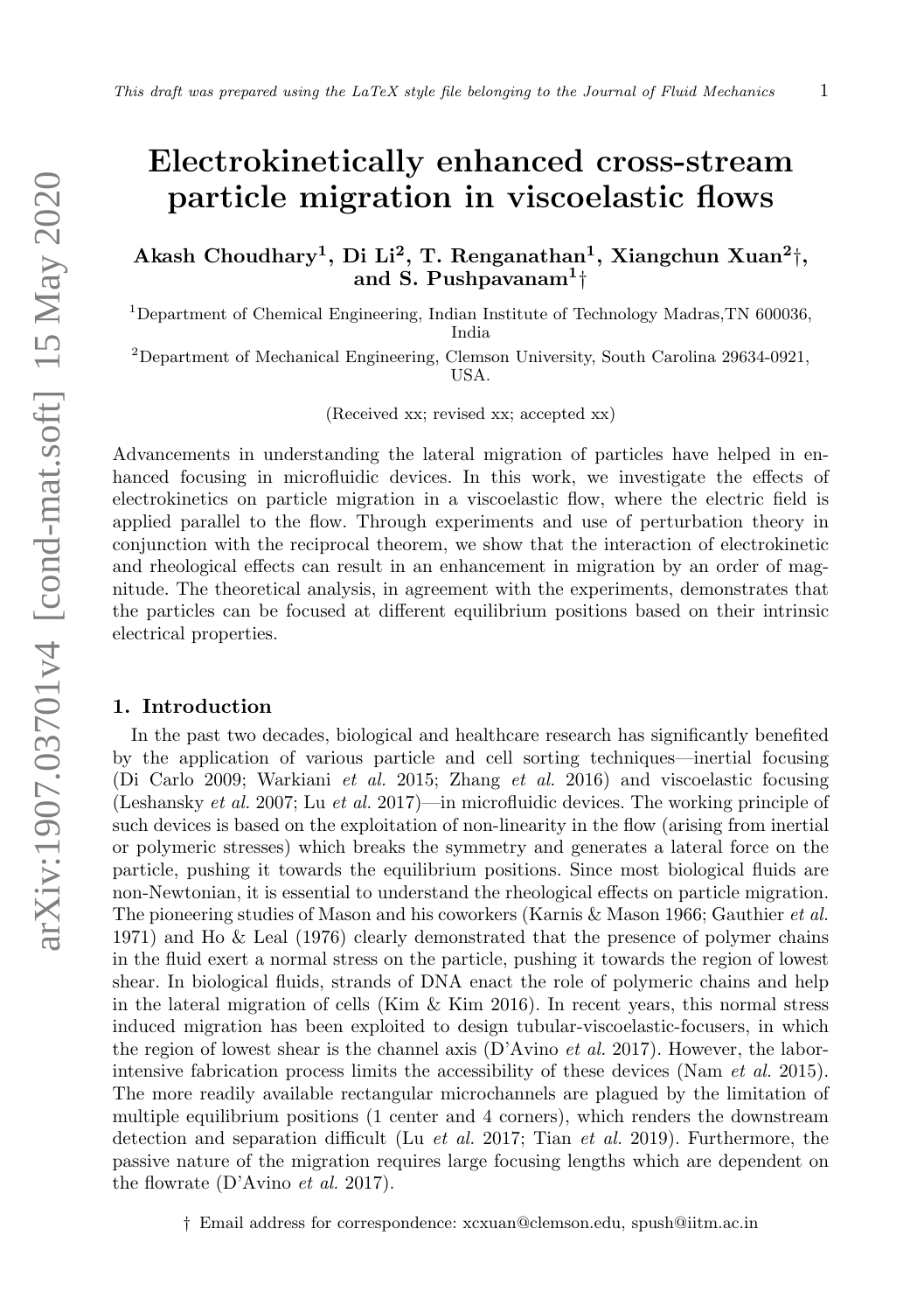# Electrokinetically enhanced cross-stream particle migration in viscoelastic flows

**Akash Choudhary[1], Di Li[2], T. Renganathan[1], Xiangchun Xuan[2]†, and S. Pushpavanam[1]†**

[1]Department of Chemical Engineering, Indian Institute of Technology Madras,TN 600036, India

[2]Department of Mechanical Engineering, Clemson University, South Carolina 29634-0921, USA.

(Received xx; revised xx; accepted xx)

Advancements in understanding the lateral migration of particles have helped in enhanced focusing in microfluidic devices. In this work, we investigate the effects of electrokinetics on particle migration in a viscoelastic flow, where the electric field is applied parallel to the flow. Through experiments and use of perturbation theory in conjunction with the reciprocal theorem, we show that the interaction of electrokinetic and rheological effects can result in an enhancement in migration by an order of magnitude. The theoretical analysis, in agreement with the experiments, demonstrates that the particles can be focused at different equilibrium positions based on their intrinsic electrical properties.

## 1. Introduction

In the past two decades, biological and healthcare research has significantly benefited by the application of various particle and cell sorting techniques—inertial focusing (Di Carlo 2009; Warkiani *et al.* 2015; Zhang *et al.* 2016) and viscoelastic focusing (Leshansky *et al.* 2007; Lu *et al.* 2017)—in microfluidic devices. The working principle of such devices is based on the exploitation of non-linearity in the flow (arising from inertial or polymeric stresses) which breaks the symmetry and generates a lateral force on the particle, pushing it towards the equilibrium positions. Since most biological fluids are non-Newtonian, it is essential to understand the rheological effects on particle migration. The pioneering studies of Mason and his coworkers (Karnis & Mason 1966; Gauthier *et al.* 1971) and Ho & Leal (1976) clearly demonstrated that the presence of polymer chains in the fluid exert a normal stress on the particle, pushing it towards the region of lowest shear. In biological fluids, strands of DNA enact the role of polymeric chains and help in the lateral migration of cells (Kim & Kim 2016). In recent years, this normal stress induced migration has been exploited to design tubular-viscoelastic-focusers, in which the region of lowest shear is the channel axis (D'Avino *et al.* 2017). However, the labor-intensive fabrication process limits the accessibility of these devices (Nam *et al.* 2015). The more readily available rectangular microchannels are plagued by the limitation of multiple equilibrium positions (1 center and 4 corners), which renders the downstream detection and separation difficult (Lu *et al.* 2017; Tian *et al.* 2019). Furthermore, the passive nature of the migration requires large focusing lengths which are dependent on the flowrate (D'Avino *et al.* 2017).

† Email address for correspondence: xcxuan@clemson.edu, spush@iitm.ac.in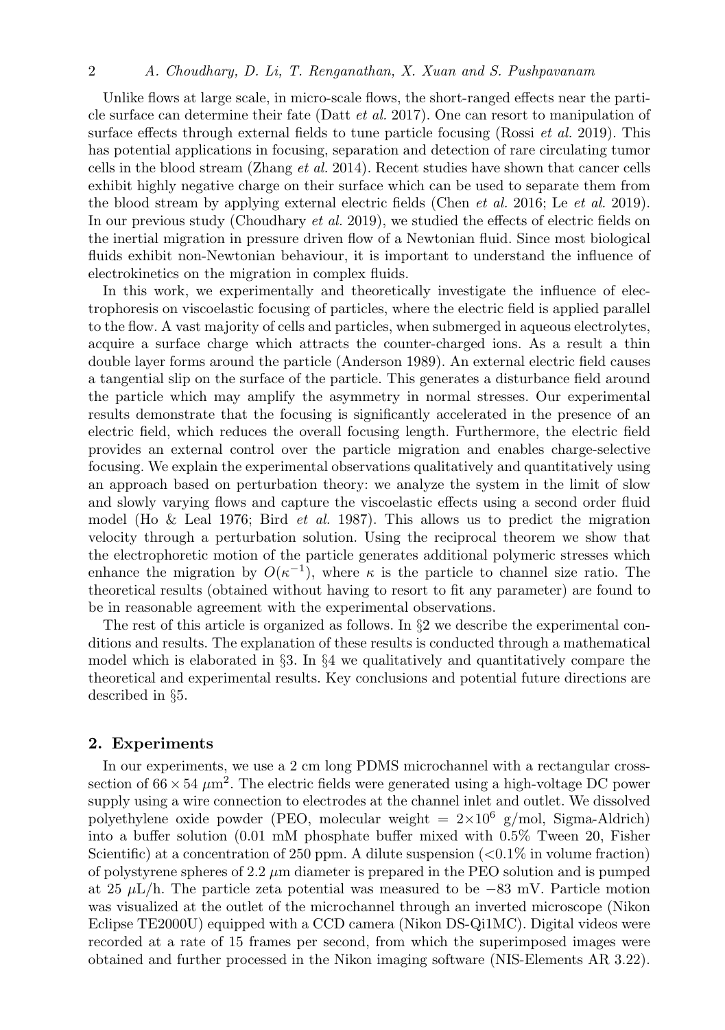Unlike flows at large scale, in micro-scale flows, the short-ranged effects near the particle surface can determine their fate (Datt *et al.* 2017). One can resort to manipulation of surface effects through external fields to tune particle focusing (Rossi *et al.* 2019). This has potential applications in focusing, separation and detection of rare circulating tumor cells in the blood stream (Zhang *et al.* 2014). Recent studies have shown that cancer cells exhibit highly negative charge on their surface which can be used to separate them from the blood stream by applying external electric fields (Chen *et al.* 2016; Le *et al.* 2019). In our previous study (Choudhary *et al.* 2019), we studied the effects of electric fields on the inertial migration in pressure driven flow of a Newtonian fluid. Since most biological fluids exhibit non-Newtonian behaviour, it is important to understand the influence of electrokinetics on the migration in complex fluids.

In this work, we experimentally and theoretically investigate the influence of electrophoresis on viscoelastic focusing of particles, where the electric field is applied parallel to the flow. A vast majority of cells and particles, when submerged in aqueous electrolytes, acquire a surface charge which attracts the counter-charged ions. As a result a thin double layer forms around the particle (Anderson 1989). An external electric field causes a tangential slip on the surface of the particle. This generates a disturbance field around the particle which may amplify the asymmetry in normal stresses. Our experimental results demonstrate that the focusing is significantly accelerated in the presence of an electric field, which reduces the overall focusing length. Furthermore, the electric field provides an external control over the particle migration and enables charge-selective focusing. We explain the experimental observations qualitatively and quantitatively using an approach based on perturbation theory: we analyze the system in the limit of slow and slowly varying flows and capture the viscoelastic effects using a second order fluid model (Ho & Leal 1976; Bird *et al.* 1987). This allows us to predict the migration velocity through a perturbation solution. Using the reciprocal theorem we show that the electrophoretic motion of the particle generates additional polymeric stresses which enhance the migration by $O(\kappa^{-1})$, where $\kappa$ is the particle to channel size ratio. The theoretical results (obtained without having to resort to fit any parameter) are found to be in reasonable agreement with the experimental observations.

The rest of this article is organized as follows. In §2 we describe the experimental conditions and results. The explanation of these results is conducted through a mathematical model which is elaborated in §3. In §4 we qualitatively and quantitatively compare the theoretical and experimental results. Key conclusions and potential future directions are described in §5.

## 2. Experiments

In our experiments, we use a 2 cm long PDMS microchannel with a rectangular cross-section of $66 \times 54$ $\mu$m$^2$. The electric fields were generated using a high-voltage DC power supply using a wire connection to electrodes at the channel inlet and outlet. We dissolved polyethylene oxide powder (PEO, molecular weight $= 2{\times}10^6$ g/mol, Sigma-Aldrich) into a buffer solution (0.01 mM phosphate buffer mixed with 0.5% Tween 20, Fisher Scientific) at a concentration of 250 ppm. A dilute suspension ($<$0.1% in volume fraction) of polystyrene spheres of 2.2 $\mu$m diameter is prepared in the PEO solution and is pumped at 25 $\mu$L/h. The particle zeta potential was measured to be $-83$ mV. Particle motion was visualized at the outlet of the microchannel through an inverted microscope (Nikon Eclipse TE2000U) equipped with a CCD camera (Nikon DS-Qi1MC). Digital videos were recorded at a rate of 15 frames per second, from which the superimposed images were obtained and further processed in the Nikon imaging software (NIS-Elements AR 3.22).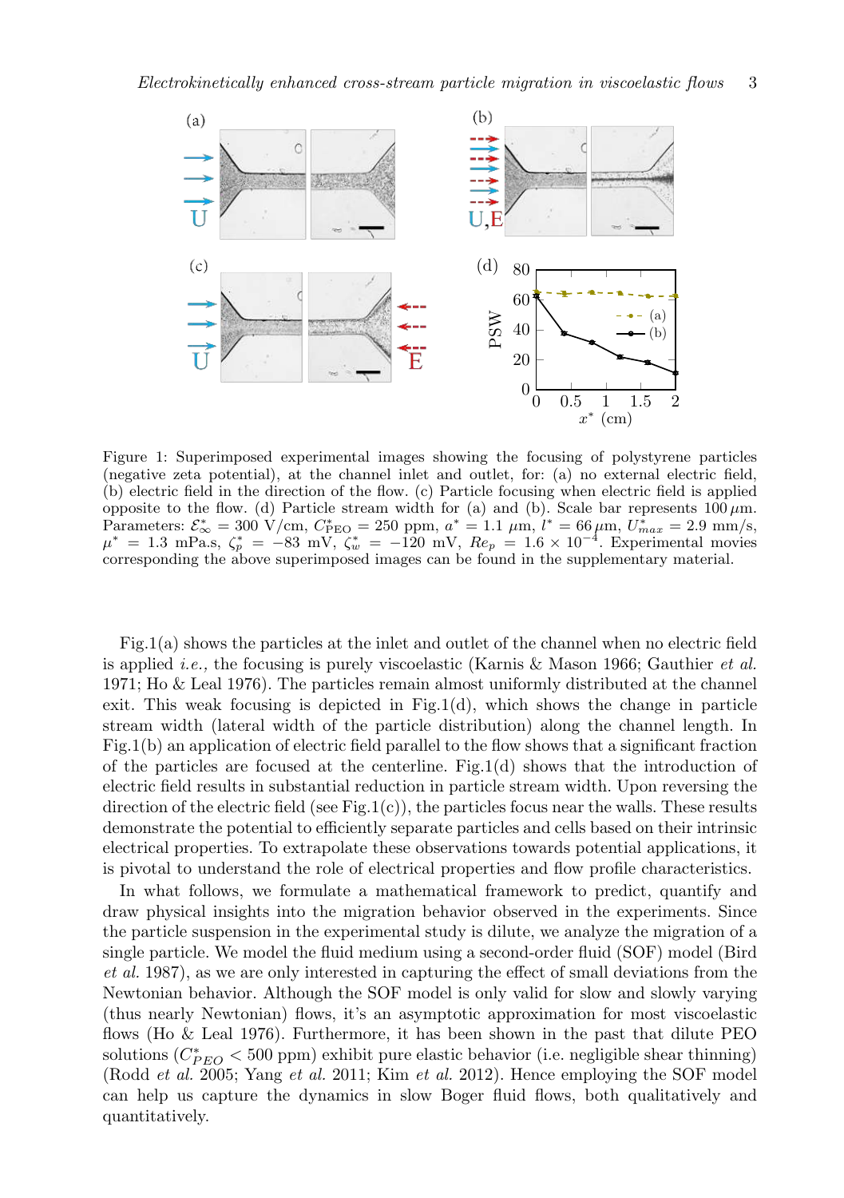Figure 1: Superimposed experimental images showing the focusing of polystyrene particles (negative zeta potential), at the channel inlet and outlet, for: (a) no external electric field, (b) electric field in the direction of the flow. (c) Particle focusing when electric field is applied opposite to the flow. (d) Particle stream width for (a) and (b). Scale bar represents $100\,\mu$m. Parameters: $\mathcal{E}^*_\infty = 300$ V/cm, $C^*_{\text{PEO}} = 250$ ppm, $a^* = 1.1$ $\mu$m, $l^* = 66\,\mu$m, $U^*_{max} = 2.9$ mm/s, $\mu^* = 1.3$ mPa.s, $\zeta^*_p = -83$ mV, $\zeta^*_w = -120$ mV, $Re_p = 1.6 \times 10^{-4}$. Experimental movies corresponding the above superimposed images can be found in the supplementary material.

Fig.1(a) shows the particles at the inlet and outlet of the channel when no electric field is applied *i.e.,* the focusing is purely viscoelastic (Karnis & Mason 1966; Gauthier *et al.* 1971; Ho & Leal 1976). The particles remain almost uniformly distributed at the channel exit. This weak focusing is depicted in Fig.1(d), which shows the change in particle stream width (lateral width of the particle distribution) along the channel length. In Fig.1(b) an application of electric field parallel to the flow shows that a significant fraction of the particles are focused at the centerline. Fig.1(d) shows that the introduction of electric field results in substantial reduction in particle stream width. Upon reversing the direction of the electric field (see Fig.1(c)), the particles focus near the walls. These results demonstrate the potential to efficiently separate particles and cells based on their intrinsic electrical properties. To extrapolate these observations towards potential applications, it is pivotal to understand the role of electrical properties and flow profile characteristics.

In what follows, we formulate a mathematical framework to predict, quantify and draw physical insights into the migration behavior observed in the experiments. Since the particle suspension in the experimental study is dilute, we analyze the migration of a single particle. We model the fluid medium using a second-order fluid (SOF) model (Bird *et al.* 1987), as we are only interested in capturing the effect of small deviations from the Newtonian behavior. Although the SOF model is only valid for slow and slowly varying (thus nearly Newtonian) flows, it's an asymptotic approximation for most viscoelastic flows (Ho & Leal 1976). Furthermore, it has been shown in the past that dilute PEO solutions ($C^*_{PEO} < 500$ ppm) exhibit pure elastic behavior (i.e. negligible shear thinning) (Rodd *et al.* 2005; Yang *et al.* 2011; Kim *et al.* 2012). Hence employing the SOF model can help us capture the dynamics in slow Boger fluid flows, both qualitatively and quantitatively.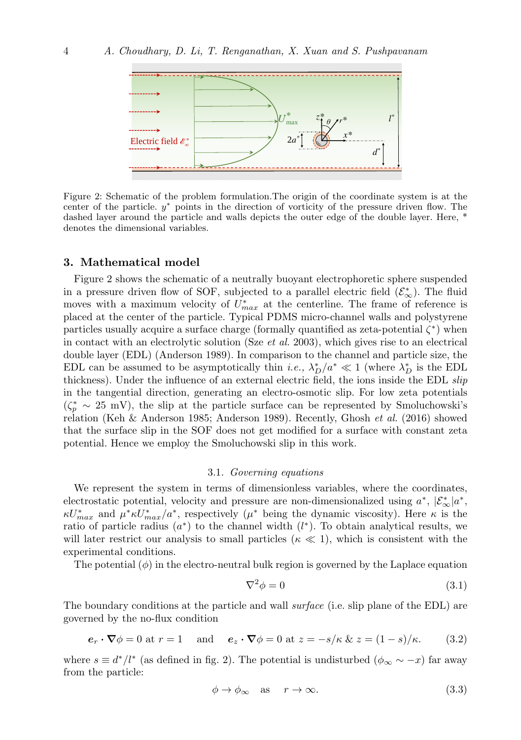Figure 2: Schematic of the problem formulation.The origin of the coordinate system is at the center of the particle. $y^*$ points in the direction of vorticity of the pressure driven flow. The dashed layer around the particle and walls depicts the outer edge of the double layer. Here, * denotes the dimensional variables.

## 3. Mathematical model

Figure 2 shows the schematic of a neutrally buoyant electrophoretic sphere suspended in a pressure driven flow of SOF, subjected to a parallel electric field ($\mathcal{E}^*_\infty$). The fluid moves with a maximum velocity of $U^*_{max}$ at the centerline. The frame of reference is placed at the center of the particle. Typical PDMS micro-channel walls and polystyrene particles usually acquire a surface charge (formally quantified as zeta-potential $\zeta^*$) when in contact with an electrolytic solution (Sze *et al.* 2003), which gives rise to an electrical double layer (EDL) (Anderson 1989). In comparison to the channel and particle size, the EDL can be assumed to be asymptotically thin *i.e.*, $\lambda^*_D/a^* \ll 1$ (where $\lambda^*_D$ is the EDL thickness). Under the influence of an external electric field, the ions inside the EDL *slip* in the tangential direction, generating an electro-osmotic slip. For low zeta potentials ($\zeta^*_p \sim 25$ mV), the slip at the particle surface can be represented by Smoluchowski's relation (Keh & Anderson 1985; Anderson 1989). Recently, Ghosh *et al.* (2016) showed that the surface slip in the SOF does not get modified for a surface with constant zeta potential. Hence we employ the Smoluchowski slip in this work.

### 3.1. *Governing equations*

We represent the system in terms of dimensionless variables, where the coordinates, electrostatic potential, velocity and pressure are non-dimensionalized using $a^*$, $|\mathcal{E}^*_\infty|a^*$, $\kappa U^*_{max}$ and $\mu^*\kappa U^*_{max}/a^*$, respectively ($\mu^*$ being the dynamic viscosity). Here $\kappa$ is the ratio of particle radius ($a^*$) to the channel width ($l^*$). To obtain analytical results, we will later restrict our analysis to small particles ($\kappa \ll 1$), which is consistent with the experimental conditions.

The potential ($\phi$) in the electro-neutral bulk region is governed by the Laplace equation

$$\nabla^2\phi = 0 \tag{3.1}$$

The boundary conditions at the particle and wall *surface* (i.e. slip plane of the EDL) are governed by the no-flux condition

$$\boldsymbol{e}_r \cdot \boldsymbol{\nabla}\phi = 0 \text{ at } r = 1 \quad \text{ and } \quad \boldsymbol{e}_z \cdot \boldsymbol{\nabla}\phi = 0 \text{ at } z = -s/\kappa \;\&\; z = (1-s)/\kappa. \tag{3.2}$$

where $s \equiv d^*/l^*$ (as defined in fig. 2). The potential is undisturbed ($\phi_\infty \sim -x$) far away from the particle:

$$\phi \to \phi_\infty \quad \text{as} \quad r \to \infty. \tag{3.3}$$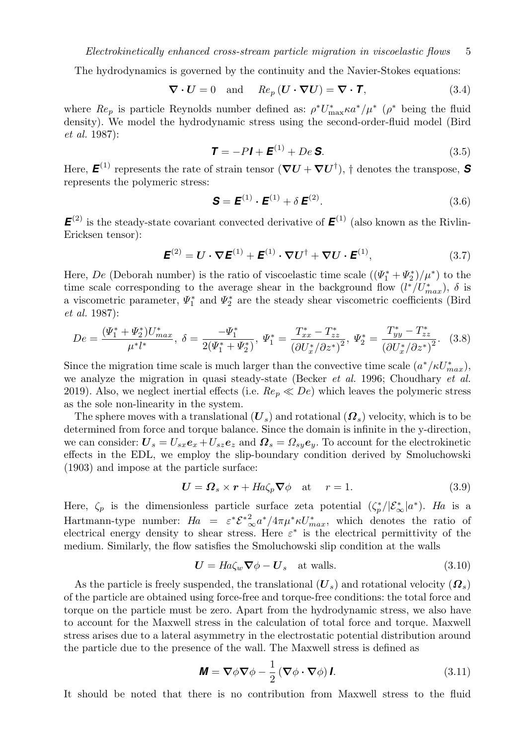The hydrodynamics is governed by the continuity and the Navier-Stokes equations:

$$\boldsymbol{\nabla}\cdot\boldsymbol{U} = 0 \quad \text{and} \quad Re_p\left(\boldsymbol{U}\cdot\boldsymbol{\nabla}\boldsymbol{U}\right) = \boldsymbol{\nabla}\cdot\boldsymbol{T}, \tag{3.4}$$

where $Re_p$ is particle Reynolds number defined as: $\rho^* U^*_{\max}\kappa a^*/\mu^*$ ($\rho^*$ being the fluid density). We model the hydrodynamic stress using the second-order-fluid model (Bird *et al.* 1987):

$$\boldsymbol{T} = -P\boldsymbol{I} + \boldsymbol{E}^{(1)} + De\,\boldsymbol{S}. \tag{3.5}$$

Here, $\boldsymbol{E}^{(1)}$ represents the rate of strain tensor ($\boldsymbol{\nabla}\boldsymbol{U} + \boldsymbol{\nabla}\boldsymbol{U}^{\dagger}$), $\dagger$ denotes the transpose, $\boldsymbol{S}$ represents the polymeric stress:

$$\boldsymbol{S} = \boldsymbol{E}^{(1)}\cdot\boldsymbol{E}^{(1)} + \delta\,\boldsymbol{E}^{(2)}. \tag{3.6}$$

$\boldsymbol{E}^{(2)}$ is the steady-state covariant convected derivative of $\boldsymbol{E}^{(1)}$ (also known as the Rivlin-Ericksen tensor):

$$\boldsymbol{E}^{(2)} = \boldsymbol{U}\cdot\boldsymbol{\nabla}\boldsymbol{E}^{(1)} + \boldsymbol{E}^{(1)}\cdot\boldsymbol{\nabla}\boldsymbol{U}^{\dagger} + \boldsymbol{\nabla}\boldsymbol{U}\cdot\boldsymbol{E}^{(1)}, \tag{3.7}$$

Here, $De$ (Deborah number) is the ratio of viscoelastic time scale ($(\Psi_1^* + \Psi_2^*)/\mu^*$) to the time scale corresponding to the average shear in the background flow ($l^*/U^*_{max}$), $\delta$ is a viscometric parameter, $\Psi_1^*$ and $\Psi_2^*$ are the steady shear viscometric coefficients (Bird *et al.* 1987):

$$De = \frac{(\Psi_1^* + \Psi_2^*)U^*_{max}}{\mu^* l^*},\ \delta = \frac{-\Psi_1^*}{2(\Psi_1^* + \Psi_2^*)},\ \Psi_1^* = \frac{T^*_{xx} - T^*_{zz}}{\left(\partial U^*_x/\partial z^*\right)^2},\ \Psi_2^* = \frac{T^*_{yy} - T^*_{zz}}{\left(\partial U^*_x/\partial z^*\right)^2}. \tag{3.8}$$

Since the migration time scale is much larger than the convective time scale ($a^*/\kappa U^*_{max}$), we analyze the migration in quasi steady-state (Becker *et al.* 1996; Choudhary *et al.* 2019). Also, we neglect inertial effects (i.e. $Re_p \ll De$) which leaves the polymeric stress as the sole non-linearity in the system.

The sphere moves with a translational ($\boldsymbol{U}_s$) and rotational ($\boldsymbol{\Omega}_s$) velocity, which is to be determined from force and torque balance. Since the domain is infinite in the y-direction, we can consider: $\boldsymbol{U}_s = U_{sx}\boldsymbol{e}_x + U_{sz}\boldsymbol{e}_z$ and $\boldsymbol{\Omega}_s = \Omega_{sy}\boldsymbol{e}_y$. To account for the electrokinetic effects in the EDL, we employ the slip-boundary condition derived by Smoluchowski (1903) and impose at the particle surface:

$$\boldsymbol{U} = \boldsymbol{\Omega}_s\times\boldsymbol{r} + Ha\zeta_p\boldsymbol{\nabla}\phi \quad \text{at} \quad r = 1. \tag{3.9}$$

Here, $\zeta_p$ is the dimensionless particle surface zeta potential ($\zeta_p^*/|\mathcal{E}^*_\infty|a^*$). $Ha$ is a Hartmann-type number: $Ha = \varepsilon^*{\mathcal{E}^*}^2_\infty a^*/4\pi\mu^*\kappa U^*_{max}$, which denotes the ratio of electrical energy density to shear stress. Here $\varepsilon^*$ is the electrical permittivity of the medium. Similarly, the flow satisfies the Smoluchowski slip condition at the walls

$$\boldsymbol{U} = Ha\zeta_w\boldsymbol{\nabla}\phi - \boldsymbol{U}_s \quad \text{at walls.} \tag{3.10}$$

As the particle is freely suspended, the translational ($\boldsymbol{U}_s$) and rotational velocity ($\boldsymbol{\Omega}_s$) of the particle are obtained using force-free and torque-free conditions: the total force and torque on the particle must be zero. Apart from the hydrodynamic stress, we also have to account for the Maxwell stress in the calculation of total force and torque. Maxwell stress arises due to a lateral asymmetry in the electrostatic potential distribution around the particle due to the presence of the wall. The Maxwell stress is defined as

$$\boldsymbol{M} = \boldsymbol{\nabla}\phi\boldsymbol{\nabla}\phi - \frac{1}{2}\left(\boldsymbol{\nabla}\phi\cdot\boldsymbol{\nabla}\phi\right)\boldsymbol{I}. \tag{3.11}$$

It should be noted that there is no contribution from Maxwell stress to the fluid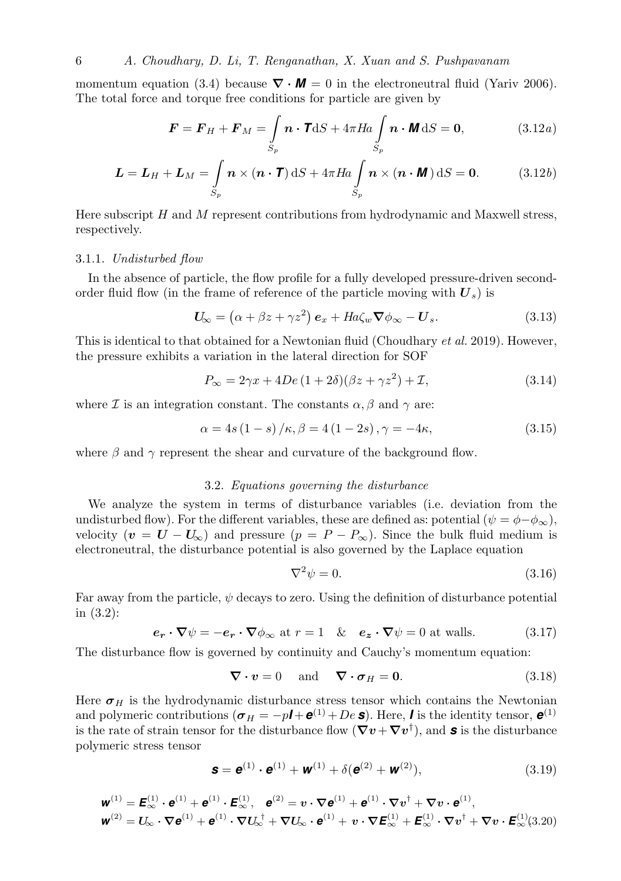momentum equation (3.4) because $\boldsymbol{\nabla}\cdot\boldsymbol{M}=0$ in the electroneutral fluid (Yariv 2006). The total force and torque free conditions for particle are given by

$$
\boldsymbol{F}=\boldsymbol{F}_H+\boldsymbol{F}_M=\int\limits_{S_p}\boldsymbol{n}\cdot\boldsymbol{T}\mathrm{d}S+4\pi Ha\int\limits_{S_p}\boldsymbol{n}\cdot\boldsymbol{M}\,\mathrm{d}S=\boldsymbol{0}, \tag{3.12a}
$$

$$
\boldsymbol{L}=\boldsymbol{L}_H+\boldsymbol{L}_M=\int\limits_{S_p}\boldsymbol{n}\times(\boldsymbol{n}\cdot\boldsymbol{T})\,\mathrm{d}S+4\pi Ha\int\limits_{S_p}\boldsymbol{n}\times(\boldsymbol{n}\cdot\boldsymbol{M})\,\mathrm{d}S=\boldsymbol{0}. \tag{3.12b}
$$

Here subscript $H$ and $M$ represent contributions from hydrodynamic and Maxwell stress, respectively.

#### 3.1.1. *Undisturbed flow*

In the absence of particle, the flow profile for a fully developed pressure-driven second-order fluid flow (in the frame of reference of the particle moving with $\boldsymbol{U}_s$) is

$$
\boldsymbol{U}_\infty=\left(\alpha+\beta z+\gamma z^2\right)\boldsymbol{e}_x+Ha\zeta_w\boldsymbol{\nabla}\phi_\infty-\boldsymbol{U}_s. \tag{3.13}
$$

This is identical to that obtained for a Newtonian fluid (Choudhary *et al.* 2019). However, the pressure exhibits a variation in the lateral direction for SOF

$$
P_\infty=2\gamma x+4De\,(1+2\delta)(\beta z+\gamma z^2)+\mathcal{I}, \tag{3.14}
$$

where $\mathcal{I}$ is an integration constant. The constants $\alpha,\beta$ and $\gamma$ are:

$$
\alpha=4s\,(1-s)\,/\kappa,\beta=4\,(1-2s)\,,\gamma=-4\kappa, \tag{3.15}
$$

where $\beta$ and $\gamma$ represent the shear and curvature of the background flow.

### 3.2. *Equations governing the disturbance*

We analyze the system in terms of disturbance variables (i.e. deviation from the undisturbed flow). For the different variables, these are defined as: potential ($\psi=\phi-\phi_\infty$), velocity ($\boldsymbol{v}=\boldsymbol{U}-\boldsymbol{U}_\infty$) and pressure ($p=P-P_\infty$). Since the bulk fluid medium is electroneutral, the disturbance potential is also governed by the Laplace equation

$$
\nabla^2\psi=0. \tag{3.16}
$$

Far away from the particle, $\psi$ decays to zero. Using the definition of disturbance potential in (3.2):

$$
\boldsymbol{e_r}\cdot\boldsymbol{\nabla}\psi=-\boldsymbol{e_r}\cdot\boldsymbol{\nabla}\phi_\infty \text{ at } r=1 \quad \& \quad \boldsymbol{e_z}\cdot\boldsymbol{\nabla}\psi=0 \text{ at walls.} \tag{3.17}
$$

The disturbance flow is governed by continuity and Cauchy's momentum equation:

$$
\boldsymbol{\nabla}\cdot\boldsymbol{v}=0 \quad \text{and} \quad \boldsymbol{\nabla}\cdot\boldsymbol{\sigma}_H=\boldsymbol{0}. \tag{3.18}
$$

Here $\boldsymbol{\sigma}_H$ is the hydrodynamic disturbance stress tensor which contains the Newtonian and polymeric contributions ($\boldsymbol{\sigma}_H=-p\boldsymbol{I}+\boldsymbol{e}^{(1)}+De\,\boldsymbol{s}$). Here, $\boldsymbol{I}$ is the identity tensor, $\boldsymbol{e}^{(1)}$ is the rate of strain tensor for the disturbance flow ($\boldsymbol{\nabla}\boldsymbol{v}+\boldsymbol{\nabla}\boldsymbol{v}^\dagger$), and $\boldsymbol{s}$ is the disturbance polymeric stress tensor

$$
\boldsymbol{s}=\boldsymbol{e}^{(1)}\cdot\boldsymbol{e}^{(1)}+\boldsymbol{w}^{(1)}+\delta(\boldsymbol{e}^{(2)}+\boldsymbol{w}^{(2)}), \tag{3.19}
$$

$$
\begin{aligned}
&\boldsymbol{w}^{(1)}=\boldsymbol{E}_\infty^{(1)}\cdot\boldsymbol{e}^{(1)}+\boldsymbol{e}^{(1)}\cdot\boldsymbol{E}_\infty^{(1)},\quad \boldsymbol{e}^{(2)}=\boldsymbol{v}\cdot\boldsymbol{\nabla}\boldsymbol{e}^{(1)}+\boldsymbol{e}^{(1)}\cdot\boldsymbol{\nabla}\boldsymbol{v}^\dagger+\boldsymbol{\nabla}\boldsymbol{v}\cdot\boldsymbol{e}^{(1)},\\
&\boldsymbol{w}^{(2)}=\boldsymbol{U}_\infty\cdot\boldsymbol{\nabla}\boldsymbol{e}^{(1)}+\boldsymbol{e}^{(1)}\cdot\boldsymbol{\nabla}\boldsymbol{U}_\infty^\dagger+\boldsymbol{\nabla}\boldsymbol{U}_\infty\cdot\boldsymbol{e}^{(1)}+\boldsymbol{v}\cdot\boldsymbol{\nabla}\boldsymbol{E}_\infty^{(1)}+\boldsymbol{E}_\infty^{(1)}\cdot\boldsymbol{\nabla}\boldsymbol{v}^\dagger+\boldsymbol{\nabla}\boldsymbol{v}\cdot\boldsymbol{E}_\infty^{(1)}
\end{aligned} \tag{3.20}
$$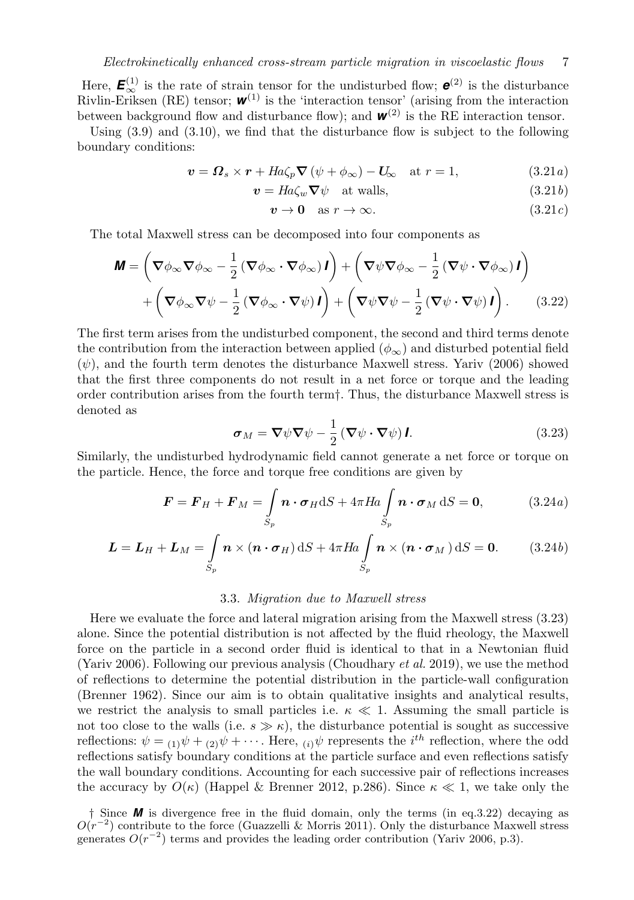Here, $\boldsymbol{E}^{(1)}_{\infty}$ is the rate of strain tensor for the undisturbed flow; $\boldsymbol{e}^{(2)}$ is the disturbance Rivlin-Eriksen (RE) tensor; $\boldsymbol{w}^{(1)}$ is the 'interaction tensor' (arising from the interaction between background flow and disturbance flow); and $\boldsymbol{w}^{(2)}$ is the RE interaction tensor.

Using (3.9) and (3.10), we find that the disturbance flow is subject to the following boundary conditions:

$$\boldsymbol{v} = \boldsymbol{\Omega}_s \times \boldsymbol{r} + Ha\zeta_p \boldsymbol{\nabla}\left(\psi + \phi_\infty\right) - \boldsymbol{U}_\infty \quad \text{at } r = 1, \tag{3.21a}$$

$$\boldsymbol{v} = Ha\zeta_w \boldsymbol{\nabla}\psi \quad \text{at walls,} \tag{3.21b}$$

$$\boldsymbol{v} \to \boldsymbol{0} \quad \text{as } r \to \infty. \tag{3.21c}$$

The total Maxwell stress can be decomposed into four components as

$$\begin{aligned}\boldsymbol{M} = &\left(\boldsymbol{\nabla}\phi_\infty \boldsymbol{\nabla}\phi_\infty - \frac{1}{2}\left(\boldsymbol{\nabla}\phi_\infty \cdot \boldsymbol{\nabla}\phi_\infty\right)\boldsymbol{I}\right) + \left(\boldsymbol{\nabla}\psi \boldsymbol{\nabla}\phi_\infty - \frac{1}{2}\left(\boldsymbol{\nabla}\psi \cdot \boldsymbol{\nabla}\phi_\infty\right)\boldsymbol{I}\right) \\ &+ \left(\boldsymbol{\nabla}\phi_\infty \boldsymbol{\nabla}\psi - \frac{1}{2}\left(\boldsymbol{\nabla}\phi_\infty \cdot \boldsymbol{\nabla}\psi\right)\boldsymbol{I}\right) + \left(\boldsymbol{\nabla}\psi \boldsymbol{\nabla}\psi - \frac{1}{2}\left(\boldsymbol{\nabla}\psi \cdot \boldsymbol{\nabla}\psi\right)\boldsymbol{I}\right).\end{aligned} \tag{3.22}$$

The first term arises from the undisturbed component, the second and third terms denote the contribution from the interaction between applied ($\phi_\infty$) and disturbed potential field ($\psi$), and the fourth term denotes the disturbance Maxwell stress. Yariv (2006) showed that the first three components do not result in a net force or torque and the leading order contribution arises from the fourth term†. Thus, the disturbance Maxwell stress is denoted as

$$\boldsymbol{\sigma}_M = \boldsymbol{\nabla}\psi \boldsymbol{\nabla}\psi - \frac{1}{2}\left(\boldsymbol{\nabla}\psi \cdot \boldsymbol{\nabla}\psi\right)\boldsymbol{I}. \tag{3.23}$$

Similarly, the undisturbed hydrodynamic field cannot generate a net force or torque on the particle. Hence, the force and torque free conditions are given by

$$\boldsymbol{F} = \boldsymbol{F}_H + \boldsymbol{F}_M = \int_{S_p} \boldsymbol{n} \cdot \boldsymbol{\sigma}_H \mathrm{d}S + 4\pi Ha \int_{S_p} \boldsymbol{n} \cdot \boldsymbol{\sigma}_M \,\mathrm{d}S = \boldsymbol{0}, \tag{3.24a}$$

$$\boldsymbol{L} = \boldsymbol{L}_H + \boldsymbol{L}_M = \int_{S_p} \boldsymbol{n} \times \left(\boldsymbol{n} \cdot \boldsymbol{\sigma}_H\right) \mathrm{d}S + 4\pi Ha \int_{S_p} \boldsymbol{n} \times \left(\boldsymbol{n} \cdot \boldsymbol{\sigma}_M\right) \mathrm{d}S = \boldsymbol{0}. \tag{3.24b}$$

### 3.3. *Migration due to Maxwell stress*

Here we evaluate the force and lateral migration arising from the Maxwell stress (3.23) alone. Since the potential distribution is not affected by the fluid rheology, the Maxwell force on the particle in a second order fluid is identical to that in a Newtonian fluid (Yariv 2006). Following our previous analysis (Choudhary *et al.* 2019), we use the method of reflections to determine the potential distribution in the particle-wall configuration (Brenner 1962). Since our aim is to obtain qualitative insights and analytical results, we restrict the analysis to small particles i.e. $\kappa \ll 1$. Assuming the small particle is not too close to the walls (i.e. $s \gg \kappa$), the disturbance potential is sought as successive reflections: $\psi = {}_{(1)}\psi + {}_{(2)}\psi + \cdots$. Here, ${}_{(i)}\psi$ represents the $i^{th}$ reflection, where the odd reflections satisfy boundary conditions at the particle surface and even reflections satisfy the wall boundary conditions. Accounting for each successive pair of reflections increases the accuracy by $O(\kappa)$ (Happel & Brenner 2012, p.286). Since $\kappa \ll 1$, we take only the

† Since $\boldsymbol{M}$ is divergence free in the fluid domain, only the terms (in eq.3.22) decaying as $O(r^{-2})$ contribute to the force (Guazzelli & Morris 2011). Only the disturbance Maxwell stress generates $O(r^{-2})$ terms and provides the leading order contribution (Yariv 2006, p.3).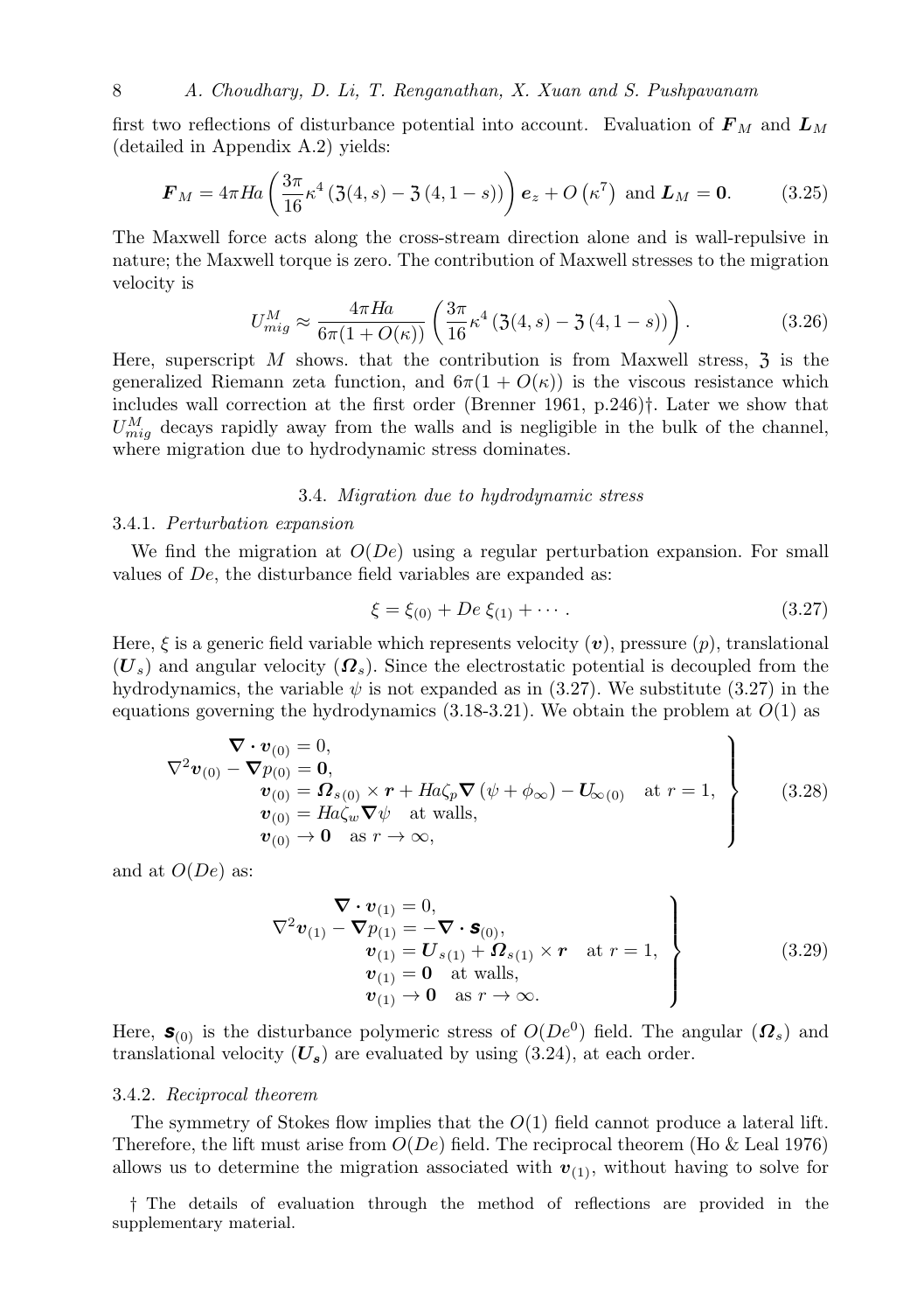first two reflections of disturbance potential into account. Evaluation of $\boldsymbol{F}_M$ and $\boldsymbol{L}_M$ (detailed in Appendix A.2) yields:

$$\boldsymbol{F}_M = 4\pi Ha \left( \frac{3\pi}{16} \kappa^4 \left( \mathfrak{Z}(4,s) - \mathfrak{Z}\left(4, 1-s\right) \right) \right) \boldsymbol{e}_z + O\left(\kappa^7\right) \text{ and } \boldsymbol{L}_M = \boldsymbol{0}. \tag{3.25}$$

The Maxwell force acts along the cross-stream direction alone and is wall-repulsive in nature; the Maxwell torque is zero. The contribution of Maxwell stresses to the migration velocity is

$$U^M_{mig} \approx \frac{4\pi Ha}{6\pi(1+O(\kappa))} \left( \frac{3\pi}{16} \kappa^4 \left( \mathfrak{Z}(4,s) - \mathfrak{Z}\left(4, 1-s\right) \right) \right). \tag{3.26}$$

Here, superscript $M$ shows. that the contribution is from Maxwell stress, $\mathfrak{Z}$ is the generalized Riemann zeta function, and $6\pi(1+O(\kappa))$ is the viscous resistance which includes wall correction at the first order (Brenner 1961, p.246)†. Later we show that $U^M_{mig}$ decays rapidly away from the walls and is negligible in the bulk of the channel, where migration due to hydrodynamic stress dominates.

### 3.4. *Migration due to hydrodynamic stress*

#### 3.4.1. *Perturbation expansion*

We find the migration at $O(De)$ using a regular perturbation expansion. For small values of $De$, the disturbance field variables are expanded as:

$$\xi = \xi_{(0)} + De\, \xi_{(1)} + \cdots. \tag{3.27}$$

Here, $\xi$ is a generic field variable which represents velocity ($\boldsymbol{v}$), pressure ($p$), translational ($\boldsymbol{U}_s$) and angular velocity ($\boldsymbol{\Omega}_s$). Since the electrostatic potential is decoupled from the hydrodynamics, the variable $\psi$ is not expanded as in (3.27). We substitute (3.27) in the equations governing the hydrodynamics (3.18-3.21). We obtain the problem at $O(1)$ as

$$\left.\begin{aligned}
&\boldsymbol{\nabla} \cdot \boldsymbol{v}_{(0)} = 0, \\
&\nabla^2 \boldsymbol{v}_{(0)} - \boldsymbol{\nabla} p_{(0)} = \boldsymbol{0}, \\
&\boldsymbol{v}_{(0)} = \boldsymbol{\Omega}_{s(0)} \times \boldsymbol{r} + Ha\zeta_p \boldsymbol{\nabla}\left(\psi + \phi_\infty\right) - \boldsymbol{U}_{\infty(0)} \quad \text{at } r = 1, \\
&\boldsymbol{v}_{(0)} = Ha\zeta_w \boldsymbol{\nabla}\psi \quad \text{at walls}, \\
&\boldsymbol{v}_{(0)} \to \boldsymbol{0} \quad \text{as } r \to \infty,
\end{aligned}\right\} \tag{3.28}$$

and at $O(De)$ as:

$$\left.\begin{aligned}
&\boldsymbol{\nabla} \cdot \boldsymbol{v}_{(1)} = 0, \\
&\nabla^2 \boldsymbol{v}_{(1)} - \boldsymbol{\nabla} p_{(1)} = -\boldsymbol{\nabla} \cdot \boldsymbol{\mathsf{s}}_{(0)}, \\
&\boldsymbol{v}_{(1)} = \boldsymbol{U}_{s(1)} + \boldsymbol{\Omega}_{s(1)} \times \boldsymbol{r} \quad \text{at } r = 1, \\
&\boldsymbol{v}_{(1)} = \boldsymbol{0} \quad \text{at walls}, \\
&\boldsymbol{v}_{(1)} \to \boldsymbol{0} \quad \text{as } r \to \infty.
\end{aligned}\right\} \tag{3.29}$$

Here, $\boldsymbol{\mathsf{s}}_{(0)}$ is the disturbance polymeric stress of $O(De^0)$ field. The angular ($\boldsymbol{\Omega}_s$) and translational velocity ($\boldsymbol{U}_s$) are evaluated by using (3.24), at each order.

#### 3.4.2. *Reciprocal theorem*

The symmetry of Stokes flow implies that the $O(1)$ field cannot produce a lateral lift. Therefore, the lift must arise from $O(De)$ field. The reciprocal theorem (Ho & Leal 1976) allows us to determine the migration associated with $\boldsymbol{v}_{(1)}$, without having to solve for

† The details of evaluation through the method of reflections are provided in the supplementary material.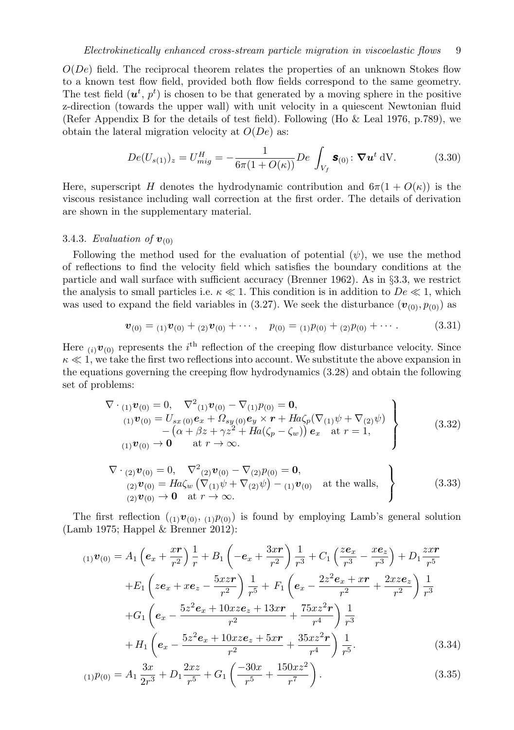$O(De)$ field. The reciprocal theorem relates the properties of an unknown Stokes flow to a known test flow field, provided both flow fields correspond to the same geometry. The test field ($\boldsymbol{u}^t$, $p^t$) is chosen to be that generated by a moving sphere in the positive z-direction (towards the upper wall) with unit velocity in a quiescent Newtonian fluid (Refer Appendix B for the details of test field). Following (Ho & Leal 1976, p.789), we obtain the lateral migration velocity at $O(De)$ as:

$$De(U_{s(1)})_z = U^H_{mig} = -\frac{1}{6\pi(1+O(\kappa))} De \int_{V_f} \boldsymbol{\mathsf{s}}_{(0)} \colon \boldsymbol{\nabla} \boldsymbol{u}^t \; \mathrm{dV}. \tag{3.30}$$

Here, superscript $H$ denotes the hydrodynamic contribution and $6\pi(1 + O(\kappa))$ is the viscous resistance including wall correction at the first order. The details of derivation are shown in the supplementary material.

### 3.4.3. *Evaluation of $\boldsymbol{v}_{(0)}$*

Following the method used for the evaluation of potential ($\psi$), we use the method of reflections to find the velocity field which satisfies the boundary conditions at the particle and wall surface with sufficient accuracy (Brenner 1962). As in §3.3, we restrict the analysis to small particles i.e. $\kappa \ll 1$. This condition is in addition to $De \ll 1$, which was used to expand the field variables in (3.27). We seek the disturbance $(\boldsymbol{v}_{(0)}, p_{(0)})$ as

$$\boldsymbol{v}_{(0)} = {}_{(1)}\boldsymbol{v}_{(0)} + {}_{(2)}\boldsymbol{v}_{(0)} + \cdots, \quad p_{(0)} = {}_{(1)}p_{(0)} + {}_{(2)}p_{(0)} + \cdots. \tag{3.31}$$

Here ${}_{(i)}\boldsymbol{v}_{(0)}$ represents the $i^{\text{th}}$ reflection of the creeping flow disturbance velocity. Since $\kappa \ll 1$, we take the first two reflections into account. We substitute the above expansion in the equations governing the creeping flow hydrodynamics (3.28) and obtain the following set of problems:

$$\left.\begin{aligned}
&\nabla \cdot {}_{(1)}\boldsymbol{v}_{(0)} = 0, \quad \nabla^2{}_{(1)}\boldsymbol{v}_{(0)} - \nabla_{(1)}p_{(0)} = \boldsymbol{0}, \\
&\quad {}_{(1)}\boldsymbol{v}_{(0)} = U_{sx\,(0)}\boldsymbol{e}_x + \Omega_{sy\,(0)}\boldsymbol{e}_y \times \boldsymbol{r} + Ha\zeta_p(\nabla_{(1)}\psi + \nabla_{(2)}\psi) \\
&\quad\quad - \left(\alpha + \beta z + \gamma z^2 + Ha(\zeta_p - \zeta_w)\right)\boldsymbol{e}_x \quad \text{at } r = 1, \\
&\quad {}_{(1)}\boldsymbol{v}_{(0)} \to \boldsymbol{0} \qquad \text{at } r \to \infty.
\end{aligned}\right\} \tag{3.32}$$

$$\left.\begin{aligned}
&\nabla \cdot {}_{(2)}\boldsymbol{v}_{(0)} = 0, \quad \nabla^2{}_{(2)}\boldsymbol{v}_{(0)} - \nabla_{(2)}p_{(0)} = \boldsymbol{0}, \\
&\quad {}_{(2)}\boldsymbol{v}_{(0)} = Ha\zeta_w\left(\nabla_{(1)}\psi + \nabla_{(2)}\psi\right) - {}_{(1)}\boldsymbol{v}_{(0)} \quad \text{at the walls}, \\
&\quad {}_{(2)}\boldsymbol{v}_{(0)} \to \boldsymbol{0} \quad \text{at } r \to \infty.
\end{aligned}\right\} \tag{3.33}$$

The first reflection $({}_{(1)}\boldsymbol{v}_{(0)}, {}_{(1)}p_{(0)})$ is found by employing Lamb's general solution (Lamb 1975; Happel & Brenner 2012):

$$\begin{aligned}
{}_{(1)}\boldsymbol{v}_{(0)} = &A_1\left(\boldsymbol{e}_x + \frac{x\boldsymbol{r}}{r^2}\right)\frac{1}{r} + B_1\left(-\boldsymbol{e}_x + \frac{3x\boldsymbol{r}}{r^2}\right)\frac{1}{r^3} + C_1\left(\frac{z\boldsymbol{e}_x}{r^3} - \frac{x\boldsymbol{e}_z}{r^3}\right) + D_1\frac{zx\boldsymbol{r}}{r^5} \\
&+ E_1\left(z\boldsymbol{e}_x + x\boldsymbol{e}_z - \frac{5xz\boldsymbol{r}}{r^2}\right)\frac{1}{r^5} + F_1\left(\boldsymbol{e}_x - \frac{2z^2\boldsymbol{e}_x + x\boldsymbol{r}}{r^2} + \frac{2xz\boldsymbol{e}_z}{r^2}\right)\frac{1}{r^3} \\
&+ G_1\left(\boldsymbol{e}_x - \frac{5z^2\boldsymbol{e}_x + 10xz\boldsymbol{e}_z + 13x\boldsymbol{r}}{r^2} + \frac{75xz^2\boldsymbol{r}}{r^4}\right)\frac{1}{r^3} \\
&+ H_1\left(\boldsymbol{e}_x - \frac{5z^2\boldsymbol{e}_x + 10xz\boldsymbol{e}_z + 5x\boldsymbol{r}}{r^2} + \frac{35xz^2\boldsymbol{r}}{r^4}\right)\frac{1}{r^5}.
\end{aligned} \tag{3.34}$$

$${}_{(1)}p_{(0)} = A_1\frac{3x}{2r^3} + D_1\frac{2xz}{r^5} + G_1\left(\frac{-30x}{r^5} + \frac{150xz^2}{r^7}\right). \tag{3.35}$$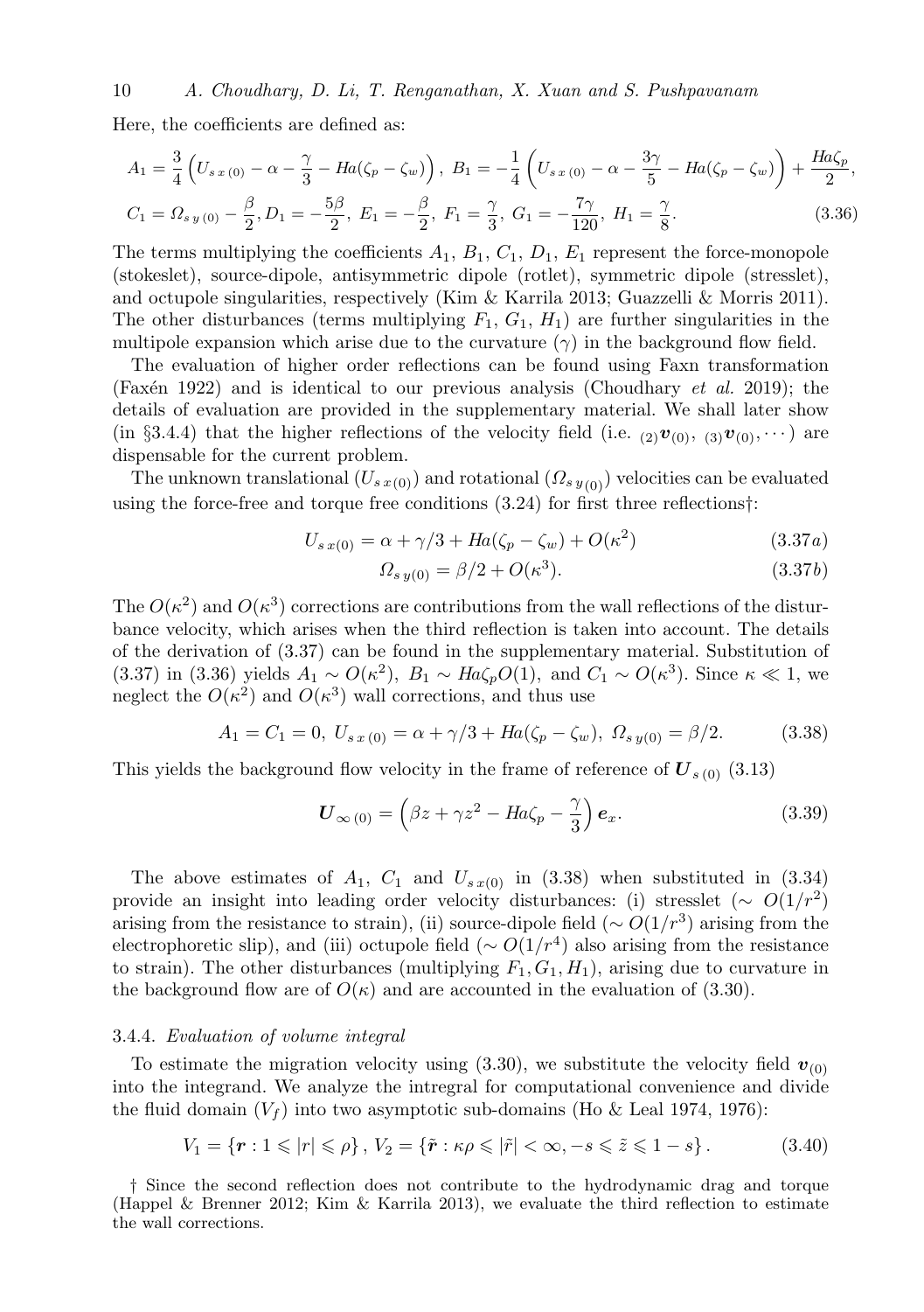Here, the coefficients are defined as:

$$A_1 = \frac{3}{4}\left(U_{s\,x\,(0)} - \alpha - \frac{\gamma}{3} - Ha(\zeta_p - \zeta_w)\right),\; B_1 = -\frac{1}{4}\left(U_{s\,x\,(0)} - \alpha - \frac{3\gamma}{5} - Ha(\zeta_p - \zeta_w)\right) + \frac{Ha\zeta_p}{2},$$
$$C_1 = \Omega_{s\,y\,(0)} - \frac{\beta}{2}, D_1 = -\frac{5\beta}{2},\; E_1 = -\frac{\beta}{2},\; F_1 = \frac{\gamma}{3},\; G_1 = -\frac{7\gamma}{120},\; H_1 = \frac{\gamma}{8}. \tag{3.36}$$

The terms multiplying the coefficients $A_1$, $B_1$, $C_1$, $D_1$, $E_1$ represent the force-monopole (stokeslet), source-dipole, antisymmetric dipole (rotlet), symmetric dipole (stresslet), and octupole singularities, respectively (Kim & Karrila 2013; Guazzelli & Morris 2011). The other disturbances (terms multiplying $F_1$, $G_1$, $H_1$) are further singularities in the multipole expansion which arise due to the curvature ($\gamma$) in the background flow field.

The evaluation of higher order reflections can be found using Faxn transformation (Faxén 1922) and is identical to our previous analysis (Choudhary *et al.* 2019); the details of evaluation are provided in the supplementary material. We shall later show (in §3.4.4) that the higher reflections of the velocity field (i.e. ${}_{(2)}\boldsymbol{v}_{(0)}$, ${}_{(3)}\boldsymbol{v}_{(0)}, \cdots$) are dispensable for the current problem.

The unknown translational ($U_{s\,x(0)}$) and rotational ($\Omega_{s\,y_{(0)}}$) velocities can be evaluated using the force-free and torque free conditions (3.24) for first three reflections†:

$$U_{s\,x(0)} = \alpha + \gamma/3 + Ha(\zeta_p - \zeta_w) + O(\kappa^2) \tag{3.37a}$$
$$\Omega_{s\,y(0)} = \beta/2 + O(\kappa^3). \tag{3.37b}$$

The $O(\kappa^2)$ and $O(\kappa^3)$ corrections are contributions from the wall reflections of the disturbance velocity, which arises when the third reflection is taken into account. The details of the derivation of (3.37) can be found in the supplementary material. Substitution of (3.37) in (3.36) yields $A_1 \sim O(\kappa^2)$, $B_1 \sim Ha\zeta_p O(1)$, and $C_1 \sim O(\kappa^3)$. Since $\kappa \ll 1$, we neglect the $O(\kappa^2)$ and $O(\kappa^3)$ wall corrections, and thus use

$$A_1 = C_1 = 0,\; U_{s\,x\,(0)} = \alpha + \gamma/3 + Ha(\zeta_p - \zeta_w),\; \Omega_{s\,y(0)} = \beta/2. \tag{3.38}$$

This yields the background flow velocity in the frame of reference of $\boldsymbol{U}_{s\,(0)}$ (3.13)

$$\boldsymbol{U}_{\infty\,(0)} = \left(\beta z + \gamma z^2 - Ha\zeta_p - \frac{\gamma}{3}\right)\boldsymbol{e}_x. \tag{3.39}$$

The above estimates of $A_1$, $C_1$ and $U_{s\,x(0)}$ in (3.38) when substituted in (3.34) provide an insight into leading order velocity disturbances: (i) stresslet ($\sim O(1/r^2)$ arising from the resistance to strain), (ii) source-dipole field ($\sim O(1/r^3)$ arising from the electrophoretic slip), and (iii) octupole field ($\sim O(1/r^4)$ also arising from the resistance to strain). The other disturbances (multiplying $F_1, G_1, H_1$), arising due to curvature in the background flow are of $O(\kappa)$ and are accounted in the evaluation of (3.30).

### 3.4.4. *Evaluation of volume integral*

To estimate the migration velocity using (3.30), we substitute the velocity field $\boldsymbol{v}_{(0)}$ into the integrand. We analyze the intregral for computational convenience and divide the fluid domain ($V_f$) into two asymptotic sub-domains (Ho & Leal 1974, 1976):

$$V_1 = \{\boldsymbol{r} : 1 \leqslant |r| \leqslant \rho\}, V_2 = \{\tilde{\boldsymbol{r}} : \kappa\rho \leqslant |\tilde{r}| < \infty, -s \leqslant \tilde{z} \leqslant 1 - s\}. \tag{3.40}$$

† Since the second reflection does not contribute to the hydrodynamic drag and torque (Happel & Brenner 2012; Kim & Karrila 2013), we evaluate the third reflection to estimate the wall corrections.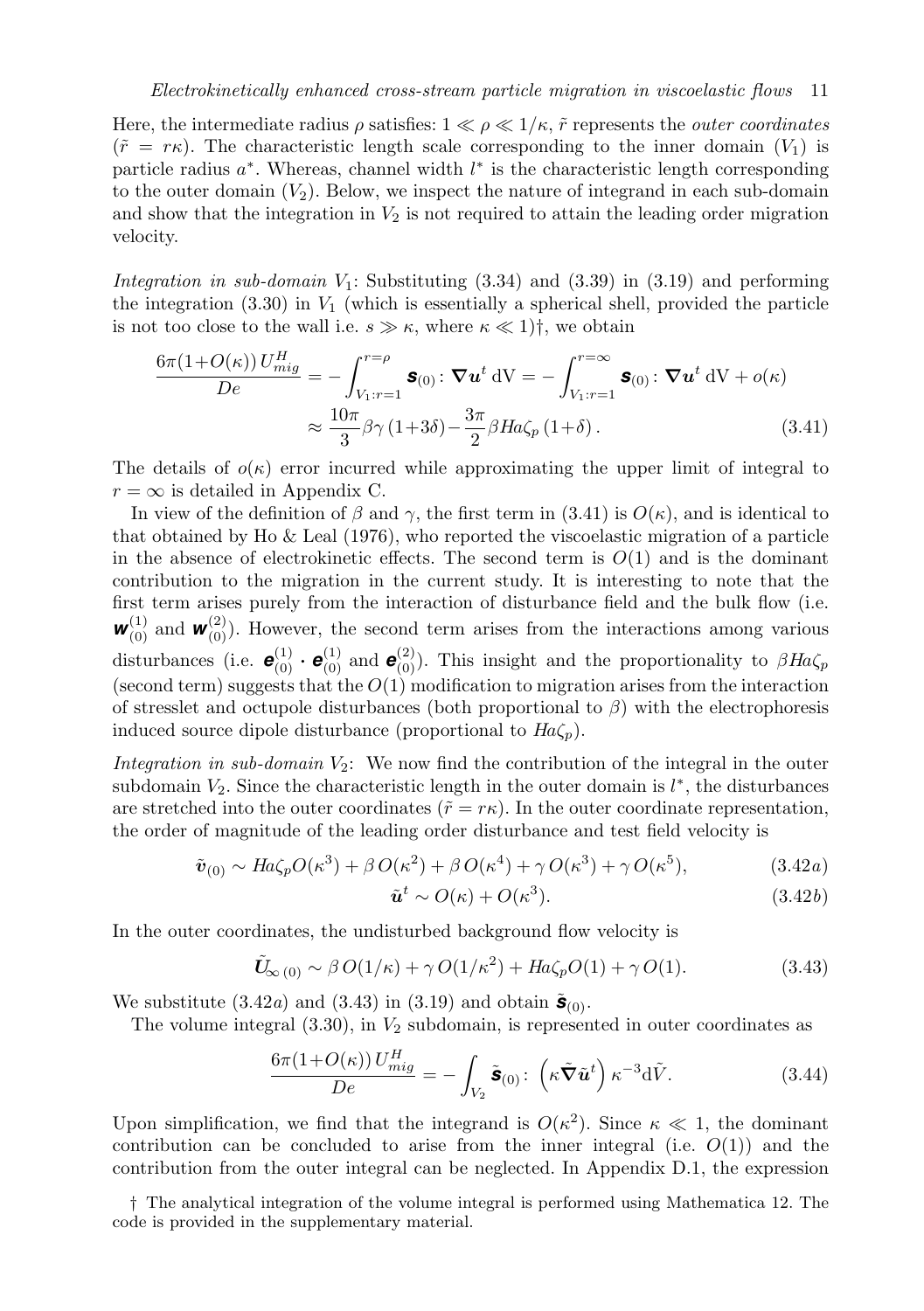Here, the intermediate radius $\rho$ satisfies: $1 \ll \rho \ll 1/\kappa$, $\tilde{r}$ represents the *outer coordinates* ($\tilde{r} = r\kappa$). The characteristic length scale corresponding to the inner domain ($V_1$) is particle radius $a^*$. Whereas, channel width $l^*$ is the characteristic length corresponding to the outer domain ($V_2$). Below, we inspect the nature of integrand in each sub-domain and show that the integration in $V_2$ is not required to attain the leading order migration velocity.

*Integration in sub-domain* $V_1$: Substituting (3.34) and (3.39) in (3.19) and performing the integration (3.30) in $V_1$ (which is essentially a spherical shell, provided the particle is not too close to the wall i.e. $s \gg \kappa$, where $\kappa \ll 1$)†, we obtain

$$\frac{6\pi(1+O(\kappa))\,U^H_{mig}}{De} = -\int_{V_1:r=1}^{r=\rho} \boldsymbol{s}_{(0)} : \boldsymbol{\nabla}\boldsymbol{u}^t \,\mathrm{dV} = -\int_{V_1:r=1}^{r=\infty} \boldsymbol{s}_{(0)} : \boldsymbol{\nabla}\boldsymbol{u}^t \,\mathrm{dV} + o(\kappa)$$
$$\approx \frac{10\pi}{3}\beta\gamma\,(1+3\delta) - \frac{3\pi}{2}\beta Ha\zeta_p\,(1+\delta)\,. \tag{3.41}$$

The details of $o(\kappa)$ error incurred while approximating the upper limit of integral to $r = \infty$ is detailed in Appendix C.

In view of the definition of $\beta$ and $\gamma$, the first term in (3.41) is $O(\kappa)$, and is identical to that obtained by Ho & Leal (1976), who reported the viscoelastic migration of a particle in the absence of electrokinetic effects. The second term is $O(1)$ and is the dominant contribution to the migration in the current study. It is interesting to note that the first term arises purely from the interaction of disturbance field and the bulk flow (i.e. $\boldsymbol{w}^{(1)}_{(0)}$ and $\boldsymbol{w}^{(2)}_{(0)}$). However, the second term arises from the interactions among various disturbances (i.e. $\boldsymbol{e}^{(1)}_{(0)} \cdot \boldsymbol{e}^{(1)}_{(0)}$ and $\boldsymbol{e}^{(2)}_{(0)}$). This insight and the proportionality to $\beta Ha\zeta_p$ (second term) suggests that the $O(1)$ modification to migration arises from the interaction of stresslet and octupole disturbances (both proportional to $\beta$) with the electrophoresis induced source dipole disturbance (proportional to $Ha\zeta_p$).

*Integration in sub-domain* $V_2$: We now find the contribution of the integral in the outer subdomain $V_2$. Since the characteristic length in the outer domain is $l^*$, the disturbances are stretched into the outer coordinates ($\tilde{r} = r\kappa$). In the outer coordinate representation, the order of magnitude of the leading order disturbance and test field velocity is

$$\tilde{\boldsymbol{v}}_{(0)} \sim Ha\zeta_p O(\kappa^3) + \beta\, O(\kappa^2) + \beta\, O(\kappa^4) + \gamma\, O(\kappa^3) + \gamma\, O(\kappa^5), \tag{3.42a}$$

$$\tilde{\boldsymbol{u}}^t \sim O(\kappa) + O(\kappa^3). \tag{3.42b}$$

In the outer coordinates, the undisturbed background flow velocity is

$$\tilde{\boldsymbol{U}}_{\infty\,(0)} \sim \beta\, O(1/\kappa) + \gamma\, O(1/\kappa^2) + Ha\zeta_p O(1) + \gamma\, O(1). \tag{3.43}$$

We substitute (3.42$a$) and (3.43) in (3.19) and obtain $\tilde{\boldsymbol{s}}_{(0)}$.

The volume integral (3.30), in $V_2$ subdomain, is represented in outer coordinates as

$$\frac{6\pi(1+O(\kappa))\,U^H_{mig}}{De} = -\int_{V_2} \tilde{\boldsymbol{s}}_{(0)} : \left(\kappa\tilde{\boldsymbol{\nabla}}\tilde{\boldsymbol{u}}^t\right)\kappa^{-3}\mathrm{d}\tilde{V}. \tag{3.44}$$

Upon simplification, we find that the integrand is $O(\kappa^2)$. Since $\kappa \ll 1$, the dominant contribution can be concluded to arise from the inner integral (i.e. $O(1)$) and the contribution from the outer integral can be neglected. In Appendix D.1, the expression

† The analytical integration of the volume integral is performed using Mathematica 12. The code is provided in the supplementary material.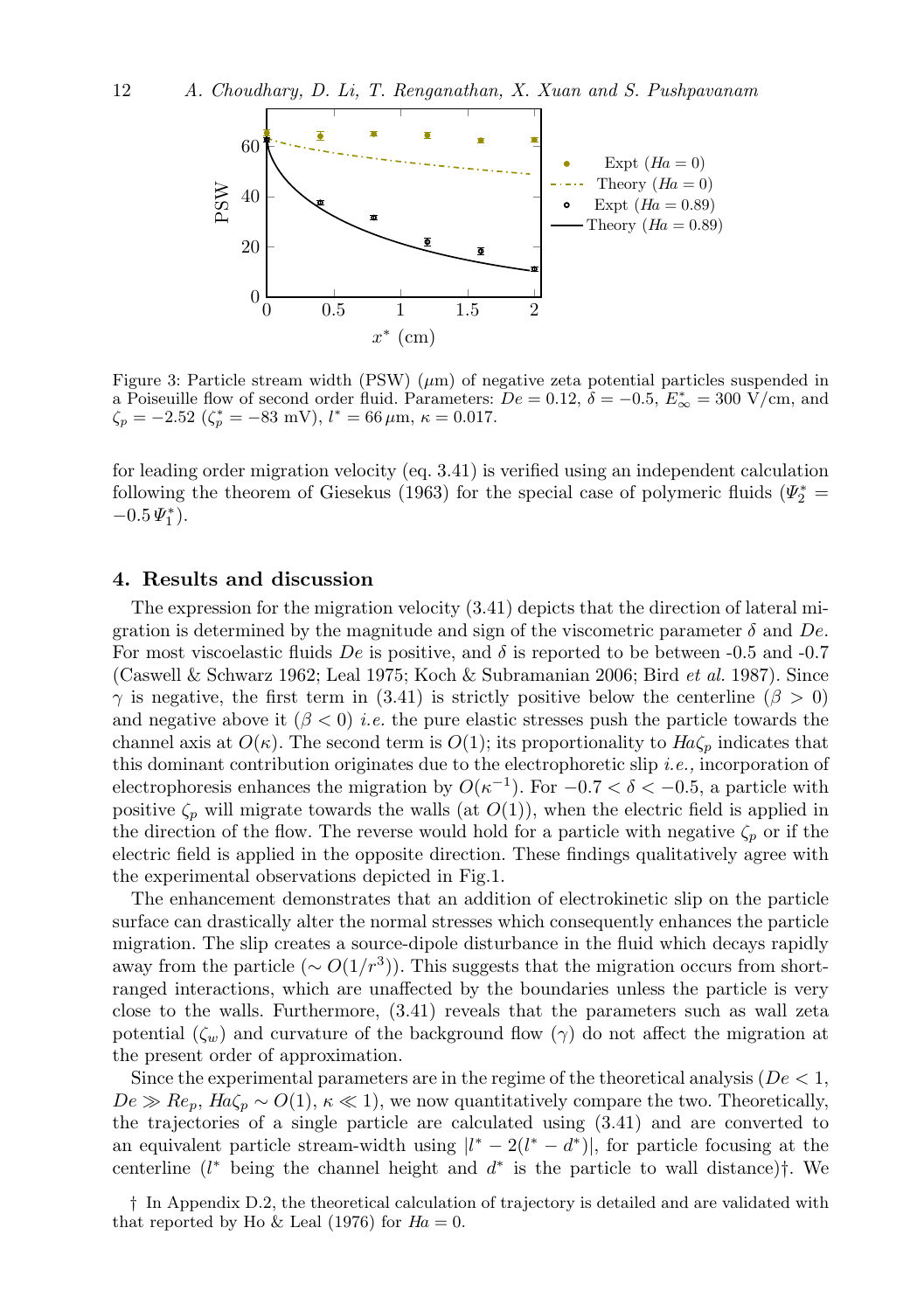Figure 3: Particle stream width (PSW) ($\mu$m) of negative zeta potential particles suspended in a Poiseuille flow of second order fluid. Parameters: $De = 0.12$, $\delta = -0.5$, $E^*_\infty = 300$ V/cm, and $\zeta_p = -2.52$ ($\zeta^*_p = -83$ mV), $l^* = 66\,\mu$m, $\kappa = 0.017$.

for leading order migration velocity (eq. 3.41) is verified using an independent calculation following the theorem of Giesekus (1963) for the special case of polymeric fluids ($\Psi^*_2 = -0.5\,\Psi^*_1$).

## 4. Results and discussion

The expression for the migration velocity (3.41) depicts that the direction of lateral migration is determined by the magnitude and sign of the viscometric parameter $\delta$ and $De$. For most viscoelastic fluids $De$ is positive, and $\delta$ is reported to be between -0.5 and -0.7 (Caswell & Schwarz 1962; Leal 1975; Koch & Subramanian 2006; Bird *et al.* 1987). Since $\gamma$ is negative, the first term in (3.41) is strictly positive below the centerline ($\beta > 0$) and negative above it ($\beta < 0$) *i.e.* the pure elastic stresses push the particle towards the channel axis at $O(\kappa)$. The second term is $O(1)$; its proportionality to $Ha\zeta_p$ indicates that this dominant contribution originates due to the electrophoretic slip *i.e.,* incorporation of electrophoresis enhances the migration by $O(\kappa^{-1})$. For $-0.7 < \delta < -0.5$, a particle with positive $\zeta_p$ will migrate towards the walls (at $O(1)$), when the electric field is applied in the direction of the flow. The reverse would hold for a particle with negative $\zeta_p$ or if the electric field is applied in the opposite direction. These findings qualitatively agree with the experimental observations depicted in Fig.1.

The enhancement demonstrates that an addition of electrokinetic slip on the particle surface can drastically alter the normal stresses which consequently enhances the particle migration. The slip creates a source-dipole disturbance in the fluid which decays rapidly away from the particle ($\sim O(1/r^3)$). This suggests that the migration occurs from short-ranged interactions, which are unaffected by the boundaries unless the particle is very close to the walls. Furthermore, (3.41) reveals that the parameters such as wall zeta potential ($\zeta_w$) and curvature of the background flow ($\gamma$) do not affect the migration at the present order of approximation.

Since the experimental parameters are in the regime of the theoretical analysis ($De < 1$, $De \gg Re_p$, $Ha\zeta_p \sim O(1)$, $\kappa \ll 1$), we now quantitatively compare the two. Theoretically, the trajectories of a single particle are calculated using (3.41) and are converted to an equivalent particle stream-width using $|l^* - 2(l^* - d^*)|$, for particle focusing at the centerline ($l^*$ being the channel height and $d^*$ is the particle to wall distance)†. We

† In Appendix D.2, the theoretical calculation of trajectory is detailed and are validated with that reported by Ho & Leal (1976) for $Ha = 0$.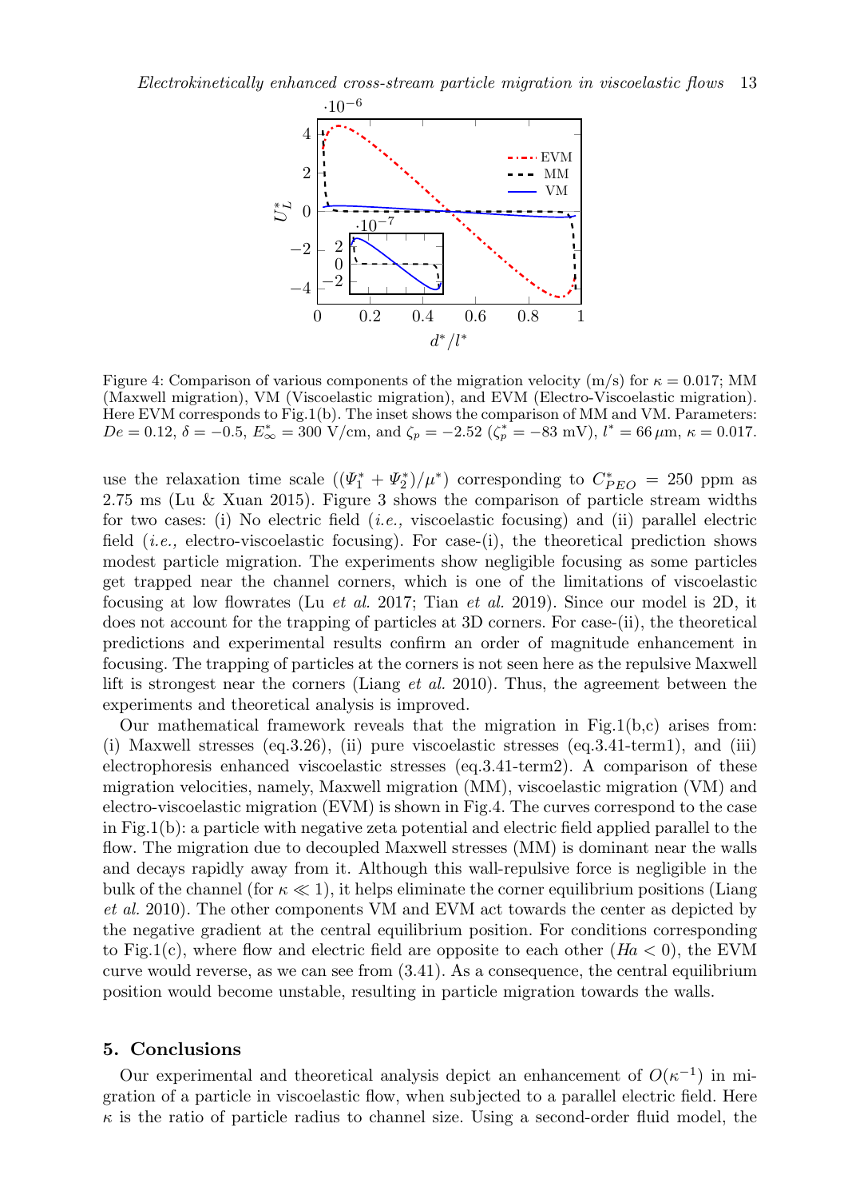Figure 4: Comparison of various components of the migration velocity (m/s) for $\kappa = 0.017$; MM (Maxwell migration), VM (Viscoelastic migration), and EVM (Electro-Viscoelastic migration). Here EVM corresponds to Fig.1(b). The inset shows the comparison of MM and VM. Parameters: $De = 0.12$, $\delta = -0.5$, $E^*_\infty = 300$ V/cm, and $\zeta_p = -2.52$ ($\zeta^*_p = -83$ mV), $l^* = 66\,\mu$m, $\kappa = 0.017$.

use the relaxation time scale ($(\Psi^*_1 + \Psi^*_2)/\mu^*$) corresponding to $C^*_{PEO} = 250$ ppm as 2.75 ms (Lu & Xuan 2015). Figure 3 shows the comparison of particle stream widths for two cases: (i) No electric field (*i.e.,* viscoelastic focusing) and (ii) parallel electric field (*i.e.,* electro-viscoelastic focusing). For case-(i), the theoretical prediction shows modest particle migration. The experiments show negligible focusing as some particles get trapped near the channel corners, which is one of the limitations of viscoelastic focusing at low flowrates (Lu *et al.* 2017; Tian *et al.* 2019). Since our model is 2D, it does not account for the trapping of particles at 3D corners. For case-(ii), the theoretical predictions and experimental results confirm an order of magnitude enhancement in focusing. The trapping of particles at the corners is not seen here as the repulsive Maxwell lift is strongest near the corners (Liang *et al.* 2010). Thus, the agreement between the experiments and theoretical analysis is improved.

Our mathematical framework reveals that the migration in Fig.1(b,c) arises from: (i) Maxwell stresses (eq.3.26), (ii) pure viscoelastic stresses (eq.3.41-term1), and (iii) electrophoresis enhanced viscoelastic stresses (eq.3.41-term2). A comparison of these migration velocities, namely, Maxwell migration (MM), viscoelastic migration (VM) and electro-viscoelastic migration (EVM) is shown in Fig.4. The curves correspond to the case in Fig.1(b): a particle with negative zeta potential and electric field applied parallel to the flow. The migration due to decoupled Maxwell stresses (MM) is dominant near the walls and decays rapidly away from it. Although this wall-repulsive force is negligible in the bulk of the channel (for $\kappa \ll 1$), it helps eliminate the corner equilibrium positions (Liang *et al.* 2010). The other components VM and EVM act towards the center as depicted by the negative gradient at the central equilibrium position. For conditions corresponding to Fig.1(c), where flow and electric field are opposite to each other ($Ha < 0$), the EVM curve would reverse, as we can see from (3.41). As a consequence, the central equilibrium position would become unstable, resulting in particle migration towards the walls.

## 5. Conclusions

Our experimental and theoretical analysis depict an enhancement of $O(\kappa^{-1})$ in migration of a particle in viscoelastic flow, when subjected to a parallel electric field. Here $\kappa$ is the ratio of particle radius to channel size. Using a second-order fluid model, the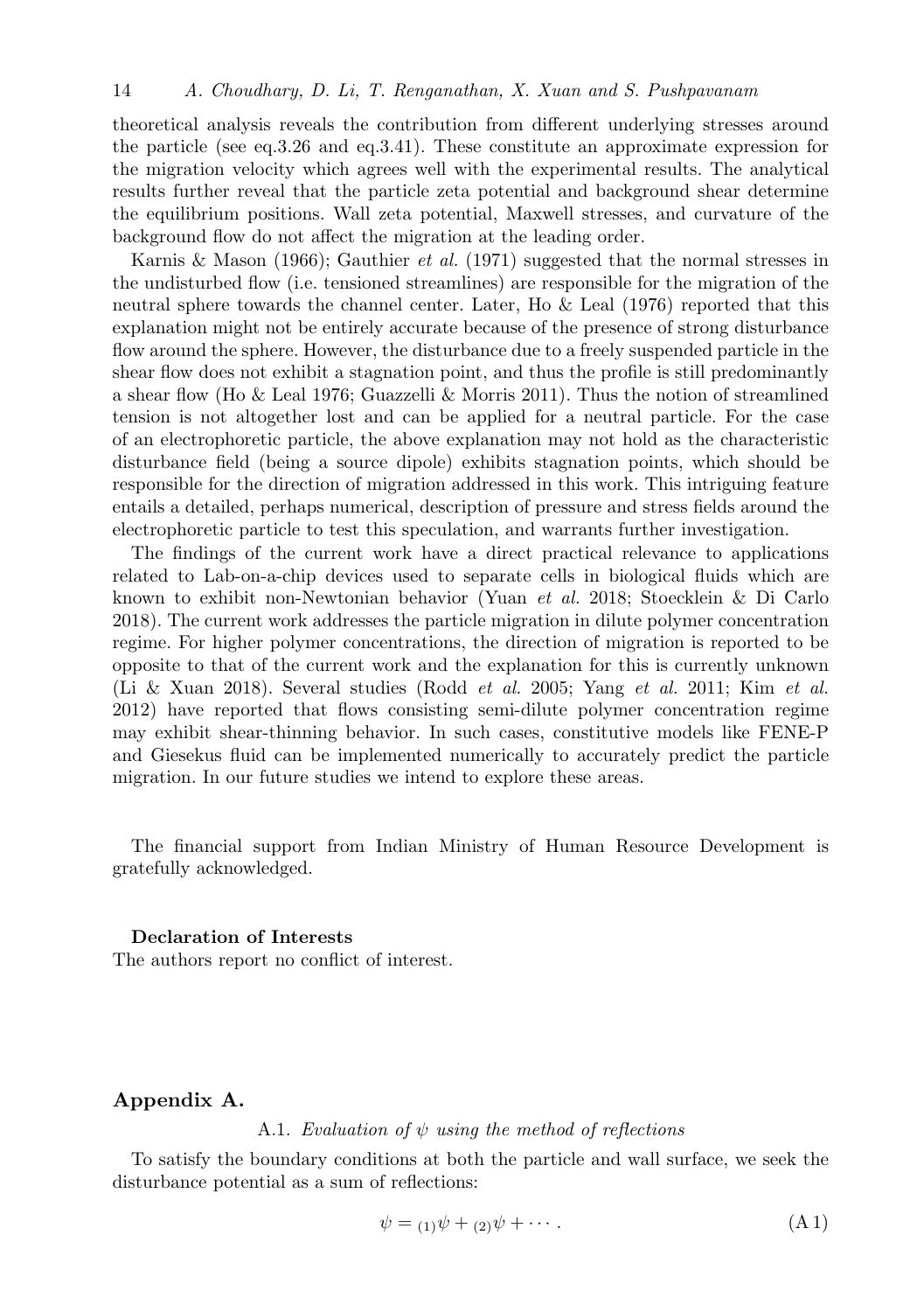theoretical analysis reveals the contribution from different underlying stresses around the particle (see eq.3.26 and eq.3.41). These constitute an approximate expression for the migration velocity which agrees well with the experimental results. The analytical results further reveal that the particle zeta potential and background shear determine the equilibrium positions. Wall zeta potential, Maxwell stresses, and curvature of the background flow do not affect the migration at the leading order.

Karnis & Mason (1966); Gauthier *et al.* (1971) suggested that the normal stresses in the undisturbed flow (i.e. tensioned streamlines) are responsible for the migration of the neutral sphere towards the channel center. Later, Ho & Leal (1976) reported that this explanation might not be entirely accurate because of the presence of strong disturbance flow around the sphere. However, the disturbance due to a freely suspended particle in the shear flow does not exhibit a stagnation point, and thus the profile is still predominantly a shear flow (Ho & Leal 1976; Guazzelli & Morris 2011). Thus the notion of streamlined tension is not altogether lost and can be applied for a neutral particle. For the case of an electrophoretic particle, the above explanation may not hold as the characteristic disturbance field (being a source dipole) exhibits stagnation points, which should be responsible for the direction of migration addressed in this work. This intriguing feature entails a detailed, perhaps numerical, description of pressure and stress fields around the electrophoretic particle to test this speculation, and warrants further investigation.

The findings of the current work have a direct practical relevance to applications related to Lab-on-a-chip devices used to separate cells in biological fluids which are known to exhibit non-Newtonian behavior (Yuan *et al.* 2018; Stoecklein & Di Carlo 2018). The current work addresses the particle migration in dilute polymer concentration regime. For higher polymer concentrations, the direction of migration is reported to be opposite to that of the current work and the explanation for this is currently unknown (Li & Xuan 2018). Several studies (Rodd *et al.* 2005; Yang *et al.* 2011; Kim *et al.* 2012) have reported that flows consisting semi-dilute polymer concentration regime may exhibit shear-thinning behavior. In such cases, constitutive models like FENE-P and Giesekus fluid can be implemented numerically to accurately predict the particle migration. In our future studies we intend to explore these areas.

The financial support from Indian Ministry of Human Resource Development is gratefully acknowledged.

**Declaration of Interests**

The authors report no conflict of interest.

## Appendix A.

### A.1. *Evaluation of $\psi$ using the method of reflections*

To satisfy the boundary conditions at both the particle and wall surface, we seek the disturbance potential as a sum of reflections:

$$\psi = {}_{(1)}\psi + {}_{(2)}\psi + \cdots . \tag{A 1}$$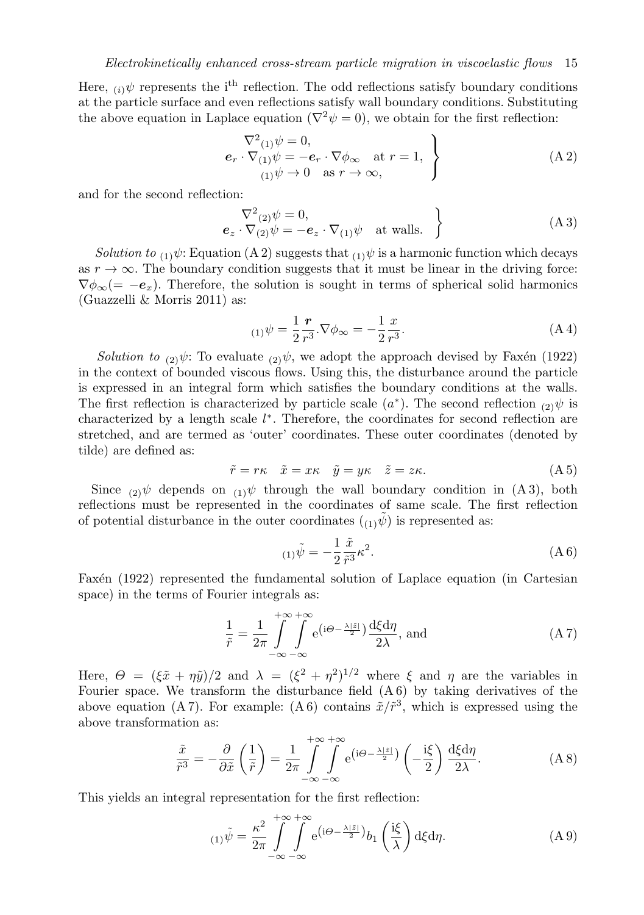Here, ${}_{(i)}\psi$ represents the i$^{\text{th}}$ reflection. The odd reflections satisfy boundary conditions at the particle surface and even reflections satisfy wall boundary conditions. Substituting the above equation in Laplace equation ($\nabla^2\psi = 0$), we obtain for the first reflection:

$$\left.\begin{aligned} \nabla^2{}_{(1)}\psi &= 0, \\ \boldsymbol{e}_r \cdot \nabla_{(1)}\psi &= -\boldsymbol{e}_r \cdot \nabla\phi_\infty \quad \text{at } r = 1, \\ {}_{(1)}\psi &\to 0 \quad \text{as } r \to \infty, \end{aligned}\right\} \tag{A 2}$$

and for the second reflection:

$$\left.\begin{aligned} \nabla^2{}_{(2)}\psi &= 0, \\ \boldsymbol{e}_z \cdot \nabla_{(2)}\psi &= -\boldsymbol{e}_z \cdot \nabla_{(1)}\psi \quad \text{at walls.} \end{aligned}\right\} \tag{A 3}$$

*Solution to* ${}_{(1)}\psi$: Equation (A 2) suggests that ${}_{(1)}\psi$ is a harmonic function which decays as $r \to \infty$. The boundary condition suggests that it must be linear in the driving force: $\nabla\phi_\infty (= -\boldsymbol{e}_x)$. Therefore, the solution is sought in terms of spherical solid harmonics (Guazzelli & Morris 2011) as:

$${}_{(1)}\psi = \frac{1}{2}\frac{\boldsymbol{r}}{r^3}.\nabla\phi_\infty = -\frac{1}{2}\frac{x}{r^3}. \tag{A 4}$$

*Solution to* ${}_{(2)}\psi$: To evaluate ${}_{(2)}\psi$, we adopt the approach devised by Faxén (1922) in the context of bounded viscous flows. Using this, the disturbance around the particle is expressed in an integral form which satisfies the boundary conditions at the walls. The first reflection is characterized by particle scale ($a^*$). The second reflection ${}_{(2)}\psi$ is characterized by a length scale $l^*$. Therefore, the coordinates for second reflection are stretched, and are termed as 'outer' coordinates. These outer coordinates (denoted by tilde) are defined as:

$$\tilde{r} = r\kappa \quad \tilde{x} = x\kappa \quad \tilde{y} = y\kappa \quad \tilde{z} = z\kappa. \tag{A 5}$$

Since ${}_{(2)}\psi$ depends on ${}_{(1)}\psi$ through the wall boundary condition in (A 3), both reflections must be represented in the coordinates of same scale. The first reflection of potential disturbance in the outer coordinates (${}_{(1)}\tilde{\psi}$) is represented as:

$${}_{(1)}\tilde{\psi} = -\frac{1}{2}\frac{\tilde{x}}{\tilde{r}^3}\kappa^2. \tag{A 6}$$

Faxén (1922) represented the fundamental solution of Laplace equation (in Cartesian space) in the terms of Fourier integrals as:

$$\frac{1}{\tilde{r}} = \frac{1}{2\pi}\int_{-\infty}^{+\infty}\int_{-\infty}^{+\infty} \mathrm{e}^{\left(\mathrm{i}\Theta - \frac{\lambda|\tilde{z}|}{2}\right)}\frac{\mathrm{d}\xi\mathrm{d}\eta}{2\lambda}, \text{ and} \tag{A 7}$$

Here, $\Theta = (\xi\tilde{x} + \eta\tilde{y})/2$ and $\lambda = (\xi^2 + \eta^2)^{1/2}$ where $\xi$ and $\eta$ are the variables in Fourier space. We transform the disturbance field (A 6) by taking derivatives of the above equation (A 7). For example: (A 6) contains $\tilde{x}/\tilde{r}^3$, which is expressed using the above transformation as:

$$\frac{\tilde{x}}{\tilde{r}^3} = -\frac{\partial}{\partial\tilde{x}}\left(\frac{1}{\tilde{r}}\right) = \frac{1}{2\pi}\int_{-\infty}^{+\infty}\int_{-\infty}^{+\infty} \mathrm{e}^{\left(\mathrm{i}\Theta - \frac{\lambda|\tilde{z}|}{2}\right)}\left(-\frac{\mathrm{i}\xi}{2}\right)\frac{\mathrm{d}\xi\mathrm{d}\eta}{2\lambda}. \tag{A 8}$$

This yields an integral representation for the first reflection:

$${}_{(1)}\tilde{\psi} = \frac{\kappa^2}{2\pi}\int_{-\infty}^{+\infty}\int_{-\infty}^{+\infty} \mathrm{e}^{\left(\mathrm{i}\Theta - \frac{\lambda|\tilde{z}|}{2}\right)} b_1\left(\frac{\mathrm{i}\xi}{\lambda}\right)\mathrm{d}\xi\mathrm{d}\eta. \tag{A 9}$$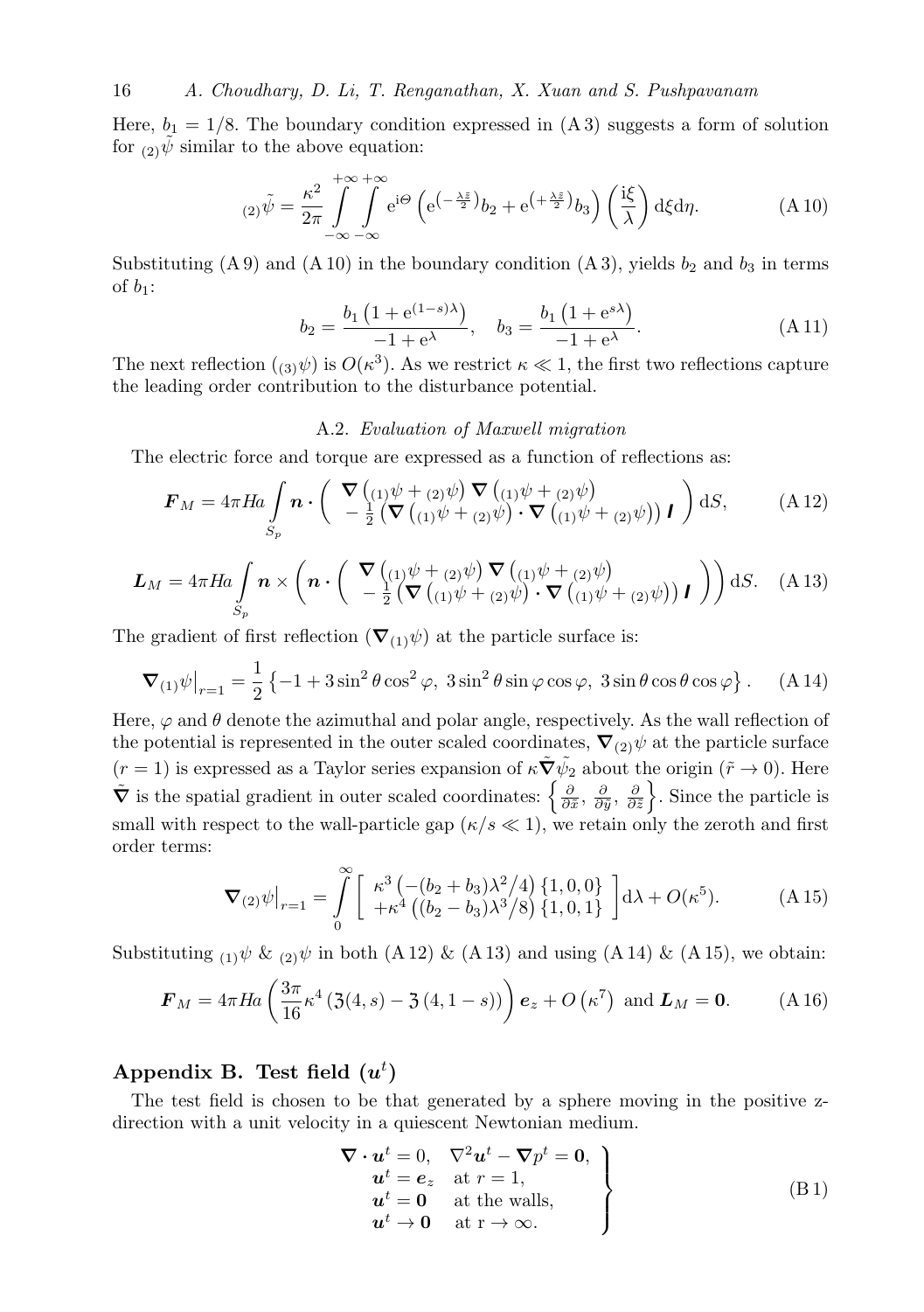Here, $b_1 = 1/8$. The boundary condition expressed in (A 3) suggests a form of solution for ${}_{(2)}\tilde{\psi}$ similar to the above equation:

$$
{}_{(2)}\tilde{\psi} = \frac{\kappa^2}{2\pi} \int_{-\infty}^{+\infty} \int_{-\infty}^{+\infty} \mathrm{e}^{\mathrm{i}\Theta} \left( \mathrm{e}^{\left(-\frac{\lambda \tilde{z}}{2}\right)} b_2 + \mathrm{e}^{\left(+\frac{\lambda \tilde{z}}{2}\right)} b_3 \right) \left( \frac{\mathrm{i}\xi}{\lambda} \right) \mathrm{d}\xi \mathrm{d}\eta. \tag{A 10}
$$

Substituting (A 9) and (A 10) in the boundary condition (A 3), yields $b_2$ and $b_3$ in terms of $b_1$:

$$
b_2 = \frac{b_1 \left(1 + \mathrm{e}^{(1-s)\lambda}\right)}{-1 + \mathrm{e}^{\lambda}}, \quad b_3 = \frac{b_1 \left(1 + \mathrm{e}^{s\lambda}\right)}{-1 + \mathrm{e}^{\lambda}}. \tag{A 11}
$$

The next reflection (${}_{(3)}\psi$) is $O(\kappa^3)$. As we restrict $\kappa \ll 1$, the first two reflections capture the leading order contribution to the disturbance potential.

### A.2. *Evaluation of Maxwell migration*

The electric force and torque are expressed as a function of reflections as:

$$
\boldsymbol{F}_M = 4\pi Ha \int_{S_p} \boldsymbol{n} \boldsymbol{\cdot} \left( \begin{array}{l} \boldsymbol{\nabla}\left({}_{(1)}\psi + {}_{(2)}\psi\right) \boldsymbol{\nabla}\left({}_{(1)}\psi + {}_{(2)}\psi\right) \\ -\frac{1}{2}\left(\boldsymbol{\nabla}\left({}_{(1)}\psi + {}_{(2)}\psi\right) \boldsymbol{\cdot} \boldsymbol{\nabla}\left({}_{(1)}\psi + {}_{(2)}\psi\right)\right) \boldsymbol{I} \end{array} \right) \mathrm{d}S, \tag{A 12}
$$

$$
\boldsymbol{L}_M = 4\pi Ha \int_{S_p} \boldsymbol{n} \times \left( \boldsymbol{n} \boldsymbol{\cdot} \left( \begin{array}{l} \boldsymbol{\nabla}\left({}_{(1)}\psi + {}_{(2)}\psi\right) \boldsymbol{\nabla}\left({}_{(1)}\psi + {}_{(2)}\psi\right) \\ -\frac{1}{2}\left(\boldsymbol{\nabla}\left({}_{(1)}\psi + {}_{(2)}\psi\right) \boldsymbol{\cdot} \boldsymbol{\nabla}\left({}_{(1)}\psi + {}_{(2)}\psi\right)\right) \boldsymbol{I} \end{array} \right) \right) \mathrm{d}S. \tag{A 13}
$$

The gradient of first reflection ($\boldsymbol{\nabla}_{(1)}\psi$) at the particle surface is:

$$
\boldsymbol{\nabla}_{(1)}\psi\big|_{r=1} = \frac{1}{2}\left\{-1 + 3\sin^2\theta\cos^2\varphi,\ 3\sin^2\theta\sin\varphi\cos\varphi,\ 3\sin\theta\cos\theta\cos\varphi\right\}. \tag{A 14}
$$

Here, $\varphi$ and $\theta$ denote the azimuthal and polar angle, respectively. As the wall reflection of the potential is represented in the outer scaled coordinates, $\boldsymbol{\nabla}_{(2)}\psi$ at the particle surface ($r = 1$) is expressed as a Taylor series expansion of $\kappa\tilde{\boldsymbol{\nabla}}\tilde{\psi}_2$ about the origin ($\tilde{r} \to 0$). Here $\tilde{\boldsymbol{\nabla}}$ is the spatial gradient in outer scaled coordinates: $\left\{\frac{\partial}{\partial\tilde{x}},\ \frac{\partial}{\partial\tilde{y}},\ \frac{\partial}{\partial\tilde{z}}\right\}$. Since the particle is small with respect to the wall-particle gap ($\kappa/s \ll 1$), we retain only the zeroth and first order terms:

$$
\boldsymbol{\nabla}_{(2)}\psi\big|_{r=1} = \int_0^{\infty} \left[ \begin{array}{l} \kappa^3\left(-(b_2+b_3)\lambda^2/4\right)\{1,0,0\} \\ +\kappa^4\left((b_2-b_3)\lambda^3/8\right)\{1,0,1\} \end{array} \right] \mathrm{d}\lambda + O(\kappa^5). \tag{A 15}
$$

Substituting ${}_{(1)}\psi$ & ${}_{(2)}\psi$ in both (A 12) & (A 13) and using (A 14) & (A 15), we obtain:

$$
\boldsymbol{F}_M = 4\pi Ha \left( \frac{3\pi}{16}\kappa^4 \left(\mathfrak{Z}(4,s) - \mathfrak{Z}\left(4, 1-s\right)\right) \right) \boldsymbol{e}_z + O\left(\kappa^7\right) \text{ and } \boldsymbol{L}_M = \boldsymbol{0}. \tag{A 16}
$$

## Appendix B. Test field ($\boldsymbol{u}^t$)

The test field is chosen to be that generated by a sphere moving in the positive z-direction with a unit velocity in a quiescent Newtonian medium.

$$
\left.
\begin{array}{ll}
\boldsymbol{\nabla} \boldsymbol{\cdot} \boldsymbol{u}^t = 0, & \nabla^2 \boldsymbol{u}^t - \boldsymbol{\nabla} p^t = \boldsymbol{0}, \\
\boldsymbol{u}^t = \boldsymbol{e}_z & \text{at } r = 1, \\
\boldsymbol{u}^t = \boldsymbol{0} & \text{at the walls,} \\
\boldsymbol{u}^t \to \boldsymbol{0} & \text{at r} \to \infty.
\end{array}
\right\} \tag{B 1}
$$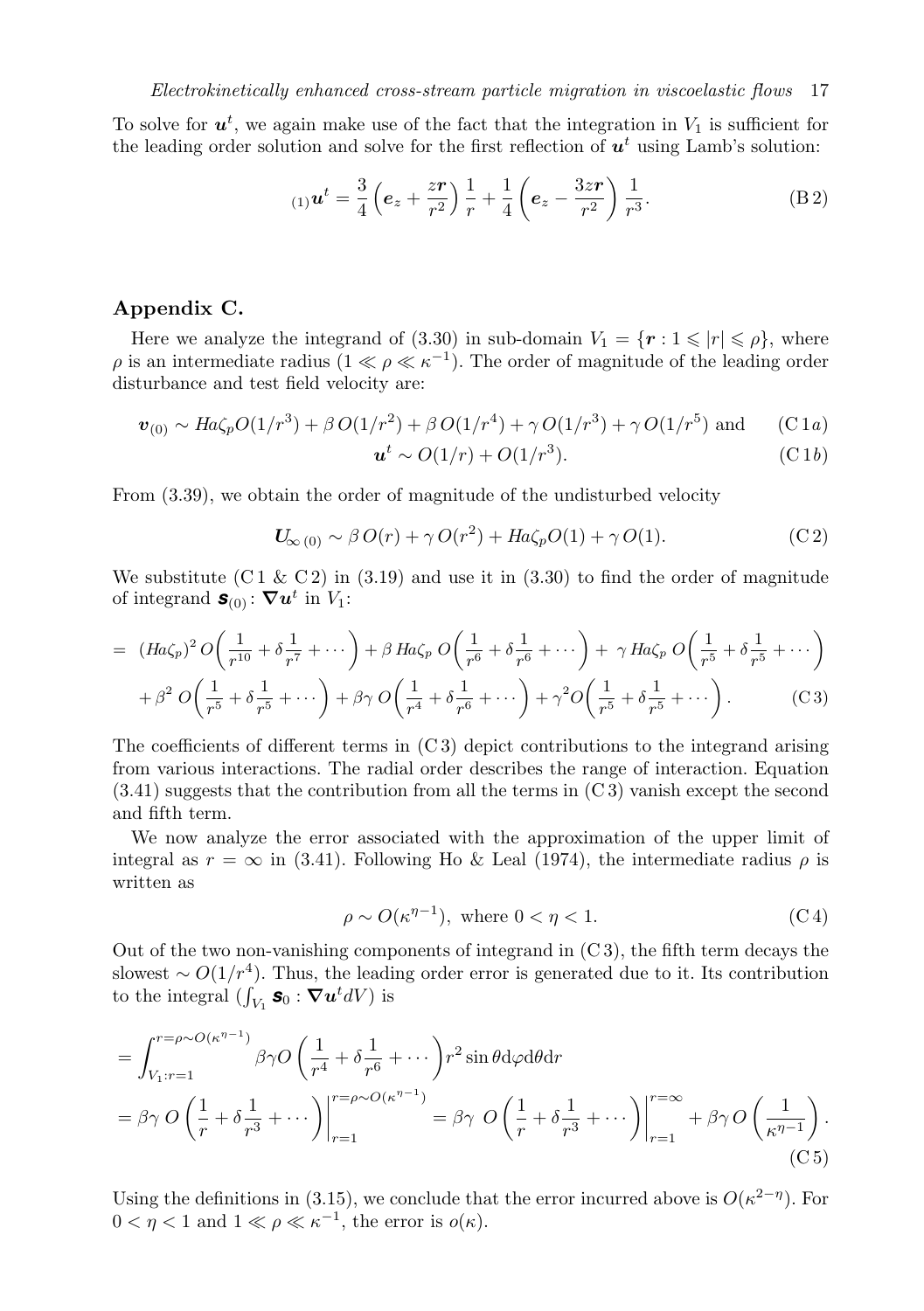To solve for $\boldsymbol{u}^t$, we again make use of the fact that the integration in $V_1$ is sufficient for the leading order solution and solve for the first reflection of $\boldsymbol{u}^t$ using Lamb's solution:

$$
{}_{(1)}\boldsymbol{u}^t = \frac{3}{4}\left(\boldsymbol{e}_z + \frac{z\boldsymbol{r}}{r^2}\right)\frac{1}{r} + \frac{1}{4}\left(\boldsymbol{e}_z - \frac{3z\boldsymbol{r}}{r^2}\right)\frac{1}{r^3}. \tag{B 2}
$$

## Appendix C.

Here we analyze the integrand of (3.30) in sub-domain $V_1 = \{\boldsymbol{r} : 1 \leqslant |r| \leqslant \rho\}$, where $\rho$ is an intermediate radius ($1 \ll \rho \ll \kappa^{-1}$). The order of magnitude of the leading order disturbance and test field velocity are:

$$
\boldsymbol{v}_{(0)} \sim Ha\zeta_p O(1/r^3) + \beta\, O(1/r^2) + \beta\, O(1/r^4) + \gamma\, O(1/r^3) + \gamma\, O(1/r^5) \text{ and} \tag{C 1a}
$$

$$
\boldsymbol{u}^t \sim O(1/r) + O(1/r^3). \tag{C 1b}
$$

From (3.39), we obtain the order of magnitude of the undisturbed velocity

$$
\boldsymbol{U}_{\infty\,(0)} \sim \beta\, O(r) + \gamma\, O(r^2) + Ha\zeta_p O(1) + \gamma\, O(1). \tag{C 2}
$$

We substitute (C 1 & C 2) in (3.19) and use it in (3.30) to find the order of magnitude of integrand $\boldsymbol{s}_{(0)} : \boldsymbol{\nabla}\boldsymbol{u}^t$ in $V_1$:

$$
\begin{aligned}
= \ & (Ha\zeta_p)^2\, O\bigg(\frac{1}{r^{10}} + \delta\frac{1}{r^7} + \cdots\bigg) + \beta\, Ha\zeta_p\, O\bigg(\frac{1}{r^6} + \delta\frac{1}{r^6} + \cdots\bigg) + \ \gamma\, Ha\zeta_p\, O\bigg(\frac{1}{r^5} + \delta\frac{1}{r^5} + \cdots\bigg) \\
& + \beta^2\, O\bigg(\frac{1}{r^5} + \delta\frac{1}{r^5} + \cdots\bigg) + \beta\gamma\, O\bigg(\frac{1}{r^4} + \delta\frac{1}{r^6} + \cdots\bigg) + \gamma^2 O\bigg(\frac{1}{r^5} + \delta\frac{1}{r^5} + \cdots\bigg).
\end{aligned} \tag{C 3}
$$

The coefficients of different terms in (C 3) depict contributions to the integrand arising from various interactions. The radial order describes the range of interaction. Equation (3.41) suggests that the contribution from all the terms in (C 3) vanish except the second and fifth term.

We now analyze the error associated with the approximation of the upper limit of integral as $r = \infty$ in (3.41). Following Ho & Leal (1974), the intermediate radius $\rho$ is written as

$$
\rho \sim O(\kappa^{\eta-1}), \text{ where } 0 < \eta < 1. \tag{C 4}
$$

Out of the two non-vanishing components of integrand in (C 3), the fifth term decays the slowest $\sim O(1/r^4)$. Thus, the leading order error is generated due to it. Its contribution to the integral ($\int_{V_1} \boldsymbol{s}_0 : \boldsymbol{\nabla}\boldsymbol{u}^t dV$) is

$$
\begin{aligned}
&= \int_{V_1 : r=1}^{r=\rho\sim O(\kappa^{\eta-1})} \beta\gamma O\left(\frac{1}{r^4} + \delta\frac{1}{r^6} + \cdots\right) r^2 \sin\theta \mathrm{d}\varphi \mathrm{d}\theta \mathrm{d}r \\
&= \beta\gamma\, O\left(\frac{1}{r} + \delta\frac{1}{r^3} + \cdots\right)\bigg|_{r=1}^{r=\rho\sim O(\kappa^{\eta-1})} = \beta\gamma\ O\left(\frac{1}{r} + \delta\frac{1}{r^3} + \cdots\right)\bigg|_{r=1}^{r=\infty} + \beta\gamma\, O\left(\frac{1}{\kappa^{\eta-1}}\right).
\end{aligned} \tag{C 5}
$$

Using the definitions in (3.15), we conclude that the error incurred above is $O(\kappa^{2-\eta})$. For $0 < \eta < 1$ and $1 \ll \rho \ll \kappa^{-1}$, the error is $o(\kappa)$.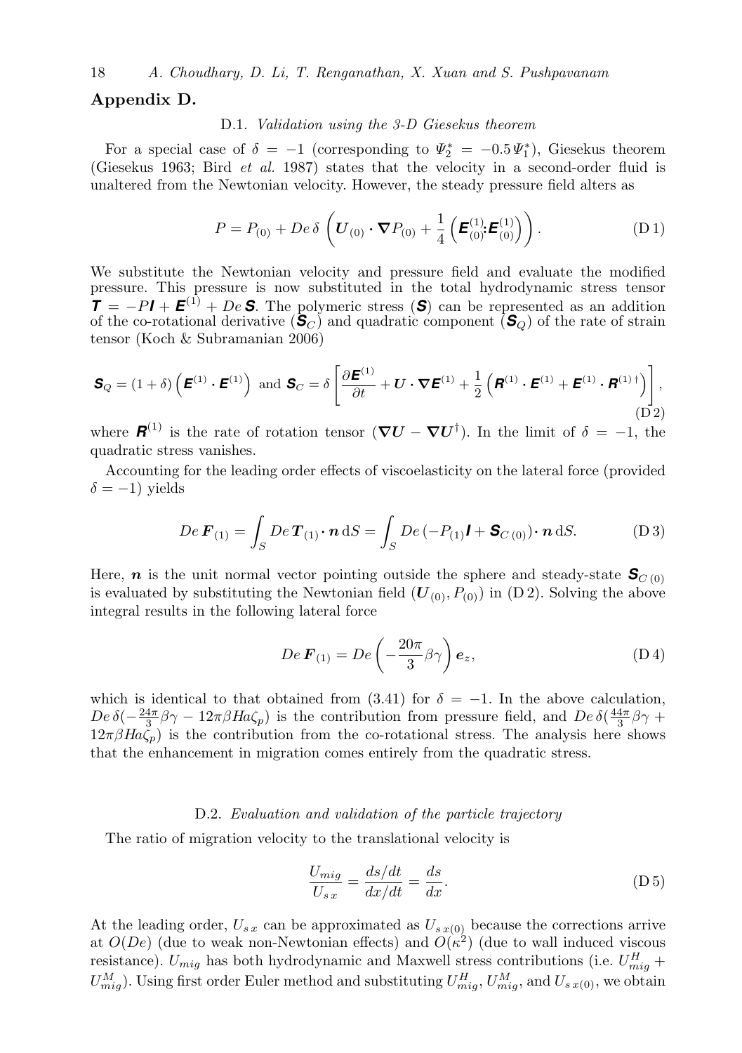## Appendix D.

### D.1. *Validation using the 3-D Giesekus theorem*

For a special case of $\delta = -1$ (corresponding to $\Psi_2^* = -0.5\,\Psi_1^*$), Giesekus theorem (Giesekus 1963; Bird *et al.* 1987) states that the velocity in a second-order fluid is unaltered from the Newtonian velocity. However, the steady pressure field alters as

$$P = P_{(0)} + De\,\delta\,\left(\boldsymbol{U}_{(0)}\boldsymbol{\cdot}\boldsymbol{\nabla}P_{(0)} + \frac{1}{4}\left(\boldsymbol{E}^{(1)}_{(0)}\boldsymbol{:}\boldsymbol{E}^{(1)}_{(0)}\right)\right). \tag{D 1}$$

We substitute the Newtonian velocity and pressure field and evaluate the modified pressure. This pressure is now substituted in the total hydrodynamic stress tensor $\boldsymbol{T} = -P\boldsymbol{I} + \boldsymbol{E}^{(1)} + De\,\boldsymbol{S}$. The polymeric stress ($\boldsymbol{S}$) can be represented as an addition of the co-rotational derivative ($\boldsymbol{S}_C$) and quadratic component ($\boldsymbol{S}_Q$) of the rate of strain tensor (Koch & Subramanian 2006)

$$\boldsymbol{S}_Q = (1+\delta)\left(\boldsymbol{E}^{(1)}\boldsymbol{\cdot}\boldsymbol{E}^{(1)}\right) \text{ and } \boldsymbol{S}_C = \delta\left[\frac{\partial \boldsymbol{E}^{(1)}}{\partial t} + \boldsymbol{U}\boldsymbol{\cdot}\boldsymbol{\nabla}\boldsymbol{E}^{(1)} + \frac{1}{2}\left(\boldsymbol{R}^{(1)}\boldsymbol{\cdot}\boldsymbol{E}^{(1)} + \boldsymbol{E}^{(1)}\boldsymbol{\cdot}\boldsymbol{R}^{(1)\dagger}\right)\right], \tag{D 2}$$

where $\boldsymbol{R}^{(1)}$ is the rate of rotation tensor ($\boldsymbol{\nabla}\boldsymbol{U} - \boldsymbol{\nabla}\boldsymbol{U}^{\dagger}$). In the limit of $\delta = -1$, the quadratic stress vanishes.

Accounting for the leading order effects of viscoelasticity on the lateral force (provided $\delta = -1$) yields

$$De\,\boldsymbol{F}_{(1)} = \int_S De\,\boldsymbol{T}_{(1)}\boldsymbol{\cdot}\boldsymbol{n}\,\mathrm{d}S = \int_S De\,(-P_{(1)}\boldsymbol{I} + \boldsymbol{S}_{C\,(0)})\boldsymbol{\cdot}\boldsymbol{n}\,\mathrm{d}S. \tag{D 3}$$

Here, $\boldsymbol{n}$ is the unit normal vector pointing outside the sphere and steady-state $\boldsymbol{S}_{C\,(0)}$ is evaluated by substituting the Newtonian field ($\boldsymbol{U}_{(0)}, P_{(0)}$) in (D 2). Solving the above integral results in the following lateral force

$$De\,\boldsymbol{F}_{(1)} = De\left(-\frac{20\pi}{3}\beta\gamma\right)\boldsymbol{e}_z, \tag{D 4}$$

which is identical to that obtained from (3.41) for $\delta = -1$. In the above calculation, $De\,\delta(-\frac{24\pi}{3}\beta\gamma - 12\pi\beta Ha\zeta_p)$ is the contribution from pressure field, and $De\,\delta(\frac{44\pi}{3}\beta\gamma + 12\pi\beta Ha\zeta_p)$ is the contribution from the co-rotational stress. The analysis here shows that the enhancement in migration comes entirely from the quadratic stress.

### D.2. *Evaluation and validation of the particle trajectory*

The ratio of migration velocity to the translational velocity is

$$\frac{U_{mig}}{U_{s\,x}} = \frac{ds/dt}{dx/dt} = \frac{ds}{dx}. \tag{D 5}$$

At the leading order, $U_{s\,x}$ can be approximated as $U_{s\,x(0)}$ because the corrections arrive at $O(De)$ (due to weak non-Newtonian effects) and $O(\kappa^2)$ (due to wall induced viscous resistance). $U_{mig}$ has both hydrodynamic and Maxwell stress contributions (i.e. $U^H_{mig} + U^M_{mig}$). Using first order Euler method and substituting $U^H_{mig}$, $U^M_{mig}$, and $U_{s\,x(0)}$, we obtain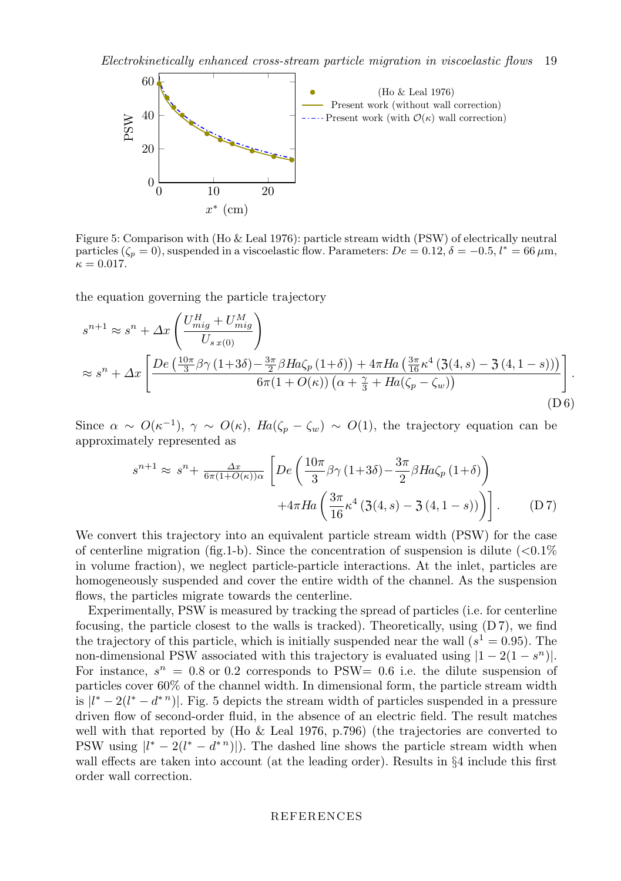Figure 5: Comparison with (Ho & Leal 1976): particle stream width (PSW) of electrically neutral particles ($\zeta_p = 0$), suspended in a viscoelastic flow. Parameters: $De = 0.12$, $\delta = -0.5$, $l^* = 66\,\mu$m, $\kappa = 0.017$.

the equation governing the particle trajectory

$$
\begin{aligned}
s^{n+1} &\approx s^n + \Delta x \left( \frac{U^H_{mig} + U^M_{mig}}{U_{s\,x(0)}} \right) \\
&\approx s^n + \Delta x \left[ \frac{De\left(\frac{10\pi}{3}\beta\gamma\,(1{+}3\delta){-}\frac{3\pi}{2}\beta Ha\zeta_p\,(1{+}\delta)\right) + 4\pi Ha\left(\frac{3\pi}{16}\kappa^4\left(\mathfrak{z}(4,s) - \mathfrak{z}\,(4,1-s)\right)\right)}{6\pi(1+O(\kappa))\left(\alpha + \frac{\gamma}{3} + Ha(\zeta_p - \zeta_w)\right)} \right].
\end{aligned}
\tag{D 6}
$$

Since $\alpha \sim O(\kappa^{-1})$, $\gamma \sim O(\kappa)$, $Ha(\zeta_p - \zeta_w) \sim O(1)$, the trajectory equation can be approximately represented as

$$
\begin{aligned}
s^{n+1} \approx\ s^n + \tfrac{\Delta x}{6\pi(1+O(\kappa))\alpha} \Bigg[ De\left(\frac{10\pi}{3}\beta\gamma\,(1{+}3\delta){-}\frac{3\pi}{2}\beta Ha\zeta_p\,(1{+}\delta)\right) \\
+4\pi Ha\left(\frac{3\pi}{16}\kappa^4\left(\mathfrak{z}(4,s) - \mathfrak{z}\,(4,1-s)\right)\right)\Bigg].
\end{aligned}
\tag{D 7}
$$

We convert this trajectory into an equivalent particle stream width (PSW) for the case of centerline migration (fig.1-b). Since the concentration of suspension is dilute (<0.1% in volume fraction), we neglect particle-particle interactions. At the inlet, particles are homogeneously suspended and cover the entire width of the channel. As the suspension flows, the particles migrate towards the centerline.

Experimentally, PSW is measured by tracking the spread of particles (i.e. for centerline focusing, the particle closest to the walls is tracked). Theoretically, using (D 7), we find the trajectory of this particle, which is initially suspended near the wall ($s^1 = 0.95$). The non-dimensional PSW associated with this trajectory is evaluated using $|1 - 2(1 - s^n)|$. For instance, $s^n = 0.8$ or 0.2 corresponds to PSW$= 0.6$ i.e. the dilute suspension of particles cover 60% of the channel width. In dimensional form, the particle stream width is $|l^* - 2(l^* - d^{*\,n})|$. Fig. 5 depicts the stream width of particles suspended in a pressure driven flow of second-order fluid, in the absence of an electric field. The result matches well with that reported by (Ho & Leal 1976, p.796) (the trajectories are converted to PSW using $|l^* - 2(l^* - d^{*\,n})|$). The dashed line shows the particle stream width when wall effects are taken into account (at the leading order). Results in §4 include this first order wall correction.

REFERENCES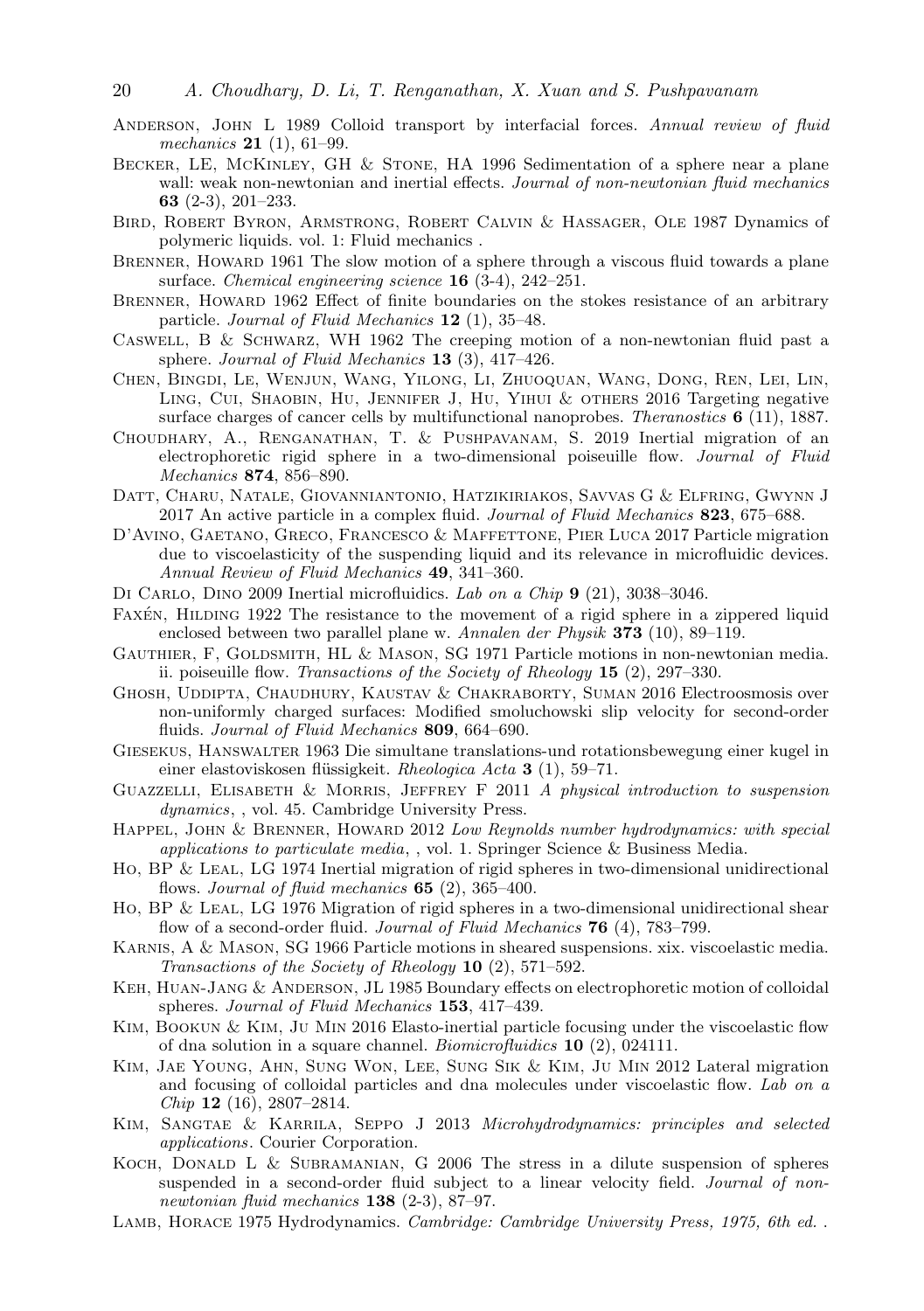Anderson, John L 1989 Colloid transport by interfacial forces. *Annual review of fluid mechanics* **21** (1), 61–99.

Becker, LE, McKinley, GH & Stone, HA 1996 Sedimentation of a sphere near a plane wall: weak non-newtonian and inertial effects. *Journal of non-newtonian fluid mechanics* **63** (2-3), 201–233.

Bird, Robert Byron, Armstrong, Robert Calvin & Hassager, Ole 1987 Dynamics of polymeric liquids. vol. 1: Fluid mechanics .

Brenner, Howard 1961 The slow motion of a sphere through a viscous fluid towards a plane surface. *Chemical engineering science* **16** (3-4), 242–251.

Brenner, Howard 1962 Effect of finite boundaries on the stokes resistance of an arbitrary particle. *Journal of Fluid Mechanics* **12** (1), 35–48.

Caswell, B & Schwarz, WH 1962 The creeping motion of a non-newtonian fluid past a sphere. *Journal of Fluid Mechanics* **13** (3), 417–426.

Chen, Bingdi, Le, Wenjun, Wang, Yilong, Li, Zhuoquan, Wang, Dong, Ren, Lei, Lin, Ling, Cui, Shaobin, Hu, Jennifer J, Hu, Yihui & others 2016 Targeting negative surface charges of cancer cells by multifunctional nanoprobes. *Theranostics* **6** (11), 1887.

Choudhary, A., Renganathan, T. & Pushpavanam, S. 2019 Inertial migration of an electrophoretic rigid sphere in a two-dimensional poiseuille flow. *Journal of Fluid Mechanics* **874**, 856–890.

Datt, Charu, Natale, Giovanniantonio, Hatzikiriakos, Savvas G & Elfring, Gwynn J 2017 An active particle in a complex fluid. *Journal of Fluid Mechanics* **823**, 675–688.

D'Avino, Gaetano, Greco, Francesco & Maffettone, Pier Luca 2017 Particle migration due to viscoelasticity of the suspending liquid and its relevance in microfluidic devices. *Annual Review of Fluid Mechanics* **49**, 341–360.

Di Carlo, Dino 2009 Inertial microfluidics. *Lab on a Chip* **9** (21), 3038–3046.

Faxén, Hilding 1922 The resistance to the movement of a rigid sphere in a zippered liquid enclosed between two parallel plane w. *Annalen der Physik* **373** (10), 89–119.

Gauthier, F, Goldsmith, HL & Mason, SG 1971 Particle motions in non-newtonian media. ii. poiseuille flow. *Transactions of the Society of Rheology* **15** (2), 297–330.

Ghosh, Uddipta, Chaudhury, Kaustav & Chakraborty, Suman 2016 Electroosmosis over non-uniformly charged surfaces: Modified smoluchowski slip velocity for second-order fluids. *Journal of Fluid Mechanics* **809**, 664–690.

Giesekus, Hanswalter 1963 Die simultane translations-und rotationsbewegung einer kugel in einer elastoviskosen flüssigkeit. *Rheologica Acta* **3** (1), 59–71.

Guazzelli, Elisabeth & Morris, Jeffrey F 2011 *A physical introduction to suspension dynamics*, , vol. 45. Cambridge University Press.

Happel, John & Brenner, Howard 2012 *Low Reynolds number hydrodynamics: with special applications to particulate media*, , vol. 1. Springer Science & Business Media.

Ho, BP & Leal, LG 1974 Inertial migration of rigid spheres in two-dimensional unidirectional flows. *Journal of fluid mechanics* **65** (2), 365–400.

Ho, BP & Leal, LG 1976 Migration of rigid spheres in a two-dimensional unidirectional shear flow of a second-order fluid. *Journal of Fluid Mechanics* **76** (4), 783–799.

Karnis, A & Mason, SG 1966 Particle motions in sheared suspensions. xix. viscoelastic media. *Transactions of the Society of Rheology* **10** (2), 571–592.

Keh, Huan-Jang & Anderson, JL 1985 Boundary effects on electrophoretic motion of colloidal spheres. *Journal of Fluid Mechanics* **153**, 417–439.

Kim, Bookun & Kim, Ju Min 2016 Elasto-inertial particle focusing under the viscoelastic flow of dna solution in a square channel. *Biomicrofluidics* **10** (2), 024111.

Kim, Jae Young, Ahn, Sung Won, Lee, Sung Sik & Kim, Ju Min 2012 Lateral migration and focusing of colloidal particles and dna molecules under viscoelastic flow. *Lab on a Chip* **12** (16), 2807–2814.

Kim, Sangtae & Karrila, Seppo J 2013 *Microhydrodynamics: principles and selected applications*. Courier Corporation.

Koch, Donald L & Subramanian, G 2006 The stress in a dilute suspension of spheres suspended in a second-order fluid subject to a linear velocity field. *Journal of non-newtonian fluid mechanics* **138** (2-3), 87–97.

Lamb, Horace 1975 Hydrodynamics. *Cambridge: Cambridge University Press, 1975, 6th ed.* .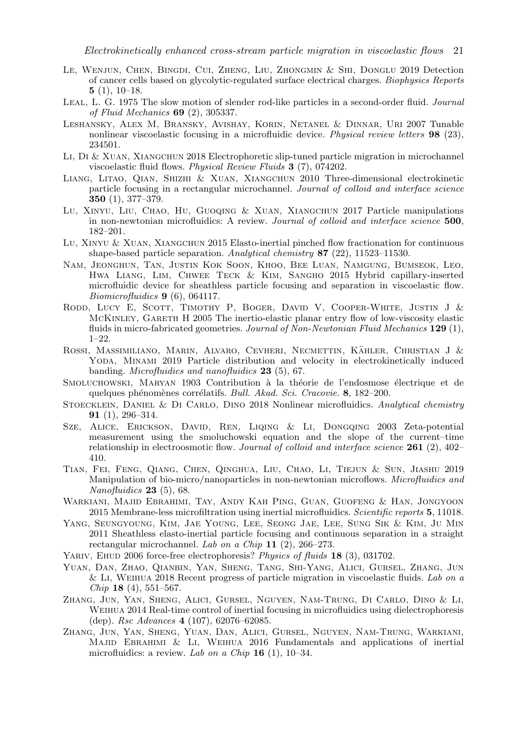Le, Wenjun, Chen, Bingdi, Cui, Zheng, Liu, Zhongmin & Shi, Donglu 2019 Detection of cancer cells based on glycolytic-regulated surface electrical charges. *Biophysics Reports* **5** (1), 10–18.

Leal, L. G. 1975 The slow motion of slender rod-like particles in a second-order fluid. *Journal of Fluid Mechanics* **69** (2), 305337.

Leshansky, Alex M, Bransky, Avishay, Korin, Netanel & Dinnar, Uri 2007 Tunable nonlinear viscoelastic focusing in a microfluidic device. *Physical review letters* **98** (23), 234501.

Li, Di & Xuan, Xiangchun 2018 Electrophoretic slip-tuned particle migration in microchannel viscoelastic fluid flows. *Physical Review Fluids* **3** (7), 074202.

Liang, Litao, Qian, Shizhi & Xuan, Xiangchun 2010 Three-dimensional electrokinetic particle focusing in a rectangular microchannel. *Journal of colloid and interface science* **350** (1), 377–379.

Lu, Xinyu, Liu, Chao, Hu, Guoqing & Xuan, Xiangchun 2017 Particle manipulations in non-newtonian microfluidics: A review. *Journal of colloid and interface science* **500**, 182–201.

Lu, Xinyu & Xuan, Xiangchun 2015 Elasto-inertial pinched flow fractionation for continuous shape-based particle separation. *Analytical chemistry* **87** (22), 11523–11530.

Nam, Jeonghun, Tan, Justin Kok Soon, Khoo, Bee Luan, Namgung, Bumseok, Leo, Hwa Liang, Lim, Chwee Teck & Kim, Sangho 2015 Hybrid capillary-inserted microfluidic device for sheathless particle focusing and separation in viscoelastic flow. *Biomicrofluidics* **9** (6), 064117.

Rodd, Lucy E, Scott, Timothy P, Boger, David V, Cooper-White, Justin J & McKinley, Gareth H 2005 The inertio-elastic planar entry flow of low-viscosity elastic fluids in micro-fabricated geometries. *Journal of Non-Newtonian Fluid Mechanics* **129** (1), 1–22.

Rossi, Massimiliano, Marin, Alvaro, Cevheri, Necmettin, Kähler, Christian J & Yoda, Minami 2019 Particle distribution and velocity in electrokinetically induced banding. *Microfluidics and nanofluidics* **23** (5), 67.

Smoluchowski, Maryan 1903 Contribution à la théorie de l'endosmose électrique et de quelques phénomènes corrélatifs. *Bull. Akad. Sci. Cracovie.* **8**, 182–200.

Stoecklein, Daniel & Di Carlo, Dino 2018 Nonlinear microfluidics. *Analytical chemistry* **91** (1), 296–314.

Sze, Alice, Erickson, David, Ren, Liqing & Li, Dongqing 2003 Zeta-potential measurement using the smoluchowski equation and the slope of the current–time relationship in electroosmotic flow. *Journal of colloid and interface science* **261** (2), 402–410.

Tian, Fei, Feng, Qiang, Chen, Qinghua, Liu, Chao, Li, Tiejun & Sun, Jiashu 2019 Manipulation of bio-micro/nanoparticles in non-newtonian microflows. *Microfluidics and Nanofluidics* **23** (5), 68.

Warkiani, Majid Ebrahimi, Tay, Andy Kah Ping, Guan, Guofeng & Han, Jongyoon 2015 Membrane-less microfiltration using inertial microfluidics. *Scientific reports* **5**, 11018.

Yang, Seungyoung, Kim, Jae Young, Lee, Seong Jae, Lee, Sung Sik & Kim, Ju Min 2011 Sheathless elasto-inertial particle focusing and continuous separation in a straight rectangular microchannel. *Lab on a Chip* **11** (2), 266–273.

Yariv, Ehud 2006 force-free electrophoresis? *Physics of fluids* **18** (3), 031702.

Yuan, Dan, Zhao, Qianbin, Yan, Sheng, Tang, Shi-Yang, Alici, Gursel, Zhang, Jun & Li, Weihua 2018 Recent progress of particle migration in viscoelastic fluids. *Lab on a Chip* **18** (4), 551–567.

Zhang, Jun, Yan, Sheng, Alici, Gursel, Nguyen, Nam-Trung, Di Carlo, Dino & Li, Weihua 2014 Real-time control of inertial focusing in microfluidics using dielectrophoresis (dep). *Rsc Advances* **4** (107), 62076–62085.

Zhang, Jun, Yan, Sheng, Yuan, Dan, Alici, Gursel, Nguyen, Nam-Trung, Warkiani, Majid Ebrahimi & Li, Weihua 2016 Fundamentals and applications of inertial microfluidics: a review. *Lab on a Chip* **16** (1), 10–34.